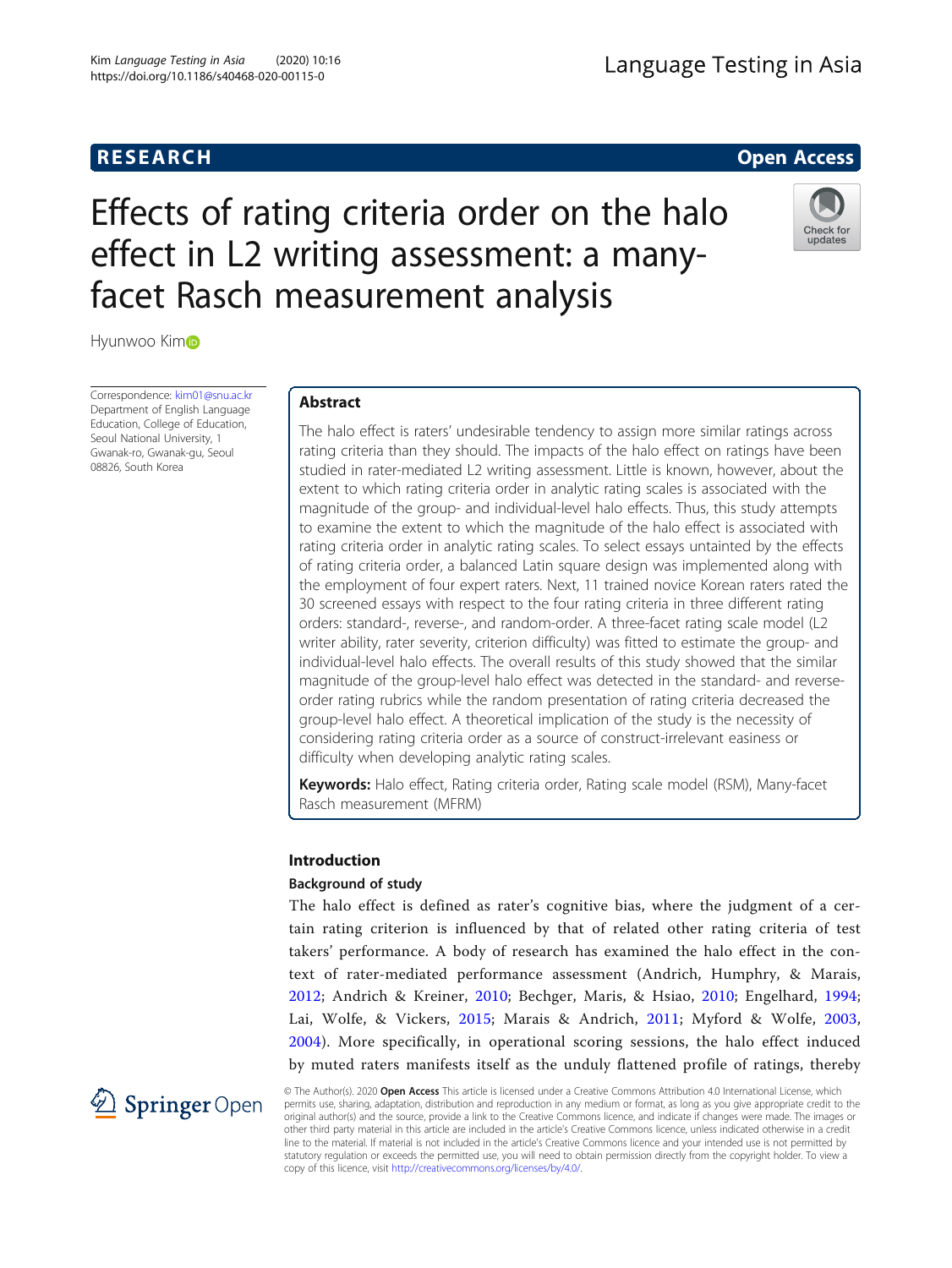RESEARCH

Open Access

# Effects of rating criteria order on the halo effect in L2 writing assessment: a many-facet Rasch measurement analysis

Hyunwoo Kim

Correspondence: kim01@snu.ac.kr
Department of English Language Education, College of Education, Seoul National University, 1 Gwanak-ro, Gwanak-gu, Seoul 08826, South Korea

## Abstract

The halo effect is raters' undesirable tendency to assign more similar ratings across rating criteria than they should. The impacts of the halo effect on ratings have been studied in rater-mediated L2 writing assessment. Little is known, however, about the extent to which rating criteria order in analytic rating scales is associated with the magnitude of the group- and individual-level halo effects. Thus, this study attempts to examine the extent to which the magnitude of the halo effect is associated with rating criteria order in analytic rating scales. To select essays untainted by the effects of rating criteria order, a balanced Latin square design was implemented along with the employment of four expert raters. Next, 11 trained novice Korean raters rated the 30 screened essays with respect to the four rating criteria in three different rating orders: standard-, reverse-, and random-order. A three-facet rating scale model (L2 writer ability, rater severity, criterion difficulty) was fitted to estimate the group- and individual-level halo effects. The overall results of this study showed that the similar magnitude of the group-level halo effect was detected in the standard- and reverse-order rating rubrics while the random presentation of rating criteria decreased the group-level halo effect. A theoretical implication of the study is the necessity of considering rating criteria order as a source of construct-irrelevant easiness or difficulty when developing analytic rating scales.

**Keywords:** Halo effect, Rating criteria order, Rating scale model (RSM), Many-facet Rasch measurement (MFRM)

## Introduction

### Background of study

The halo effect is defined as rater's cognitive bias, where the judgment of a certain rating criterion is influenced by that of related other rating criteria of test takers' performance. A body of research has examined the halo effect in the context of rater-mediated performance assessment (Andrich, Humphry, & Marais, 2012; Andrich & Kreiner, 2010; Bechger, Maris, & Hsiao, 2010; Engelhard, 1994; Lai, Wolfe, & Vickers, 2015; Marais & Andrich, 2011; Myford & Wolfe, 2003, 2004). More specifically, in operational scoring sessions, the halo effect induced by muted raters manifests itself as the unduly flattened profile of ratings, thereby

© The Author(s). 2020 **Open Access** This article is licensed under a Creative Commons Attribution 4.0 International License, which permits use, sharing, adaptation, distribution and reproduction in any medium or format, as long as you give appropriate credit to the original author(s) and the source, provide a link to the Creative Commons licence, and indicate if changes were made. The images or other third party material in this article are included in the article's Creative Commons licence, unless indicated otherwise in a credit line to the material. If material is not included in the article's Creative Commons licence and your intended use is not permitted by statutory regulation or exceeds the permitted use, you will need to obtain permission directly from the copyright holder. To view a copy of this licence, visit http://creativecommons.org/licenses/by/4.0/.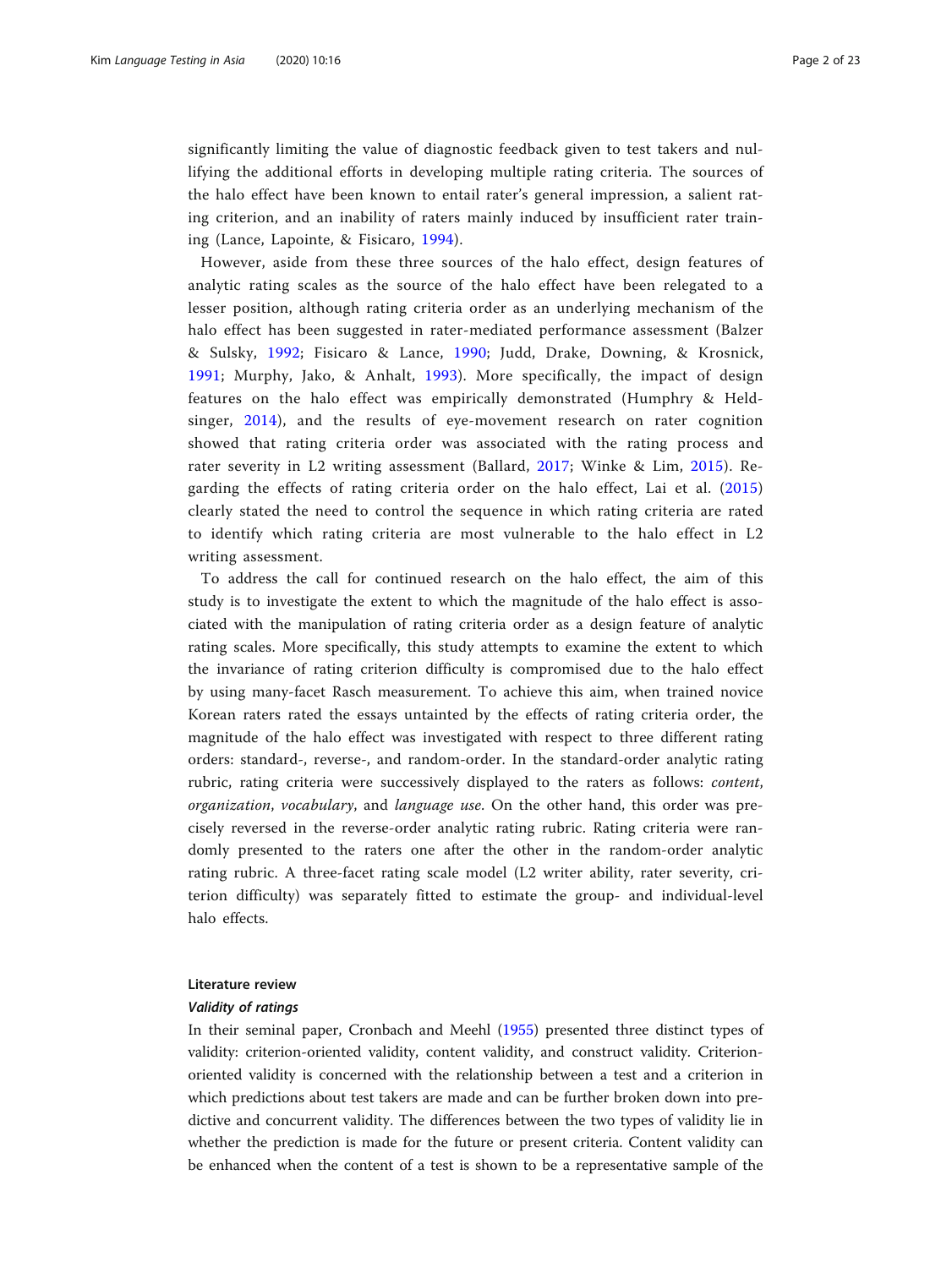significantly limiting the value of diagnostic feedback given to test takers and nullifying the additional efforts in developing multiple rating criteria. The sources of the halo effect have been known to entail rater's general impression, a salient rating criterion, and an inability of raters mainly induced by insufficient rater training (Lance, Lapointe, & Fisicaro, 1994).

However, aside from these three sources of the halo effect, design features of analytic rating scales as the source of the halo effect have been relegated to a lesser position, although rating criteria order as an underlying mechanism of the halo effect has been suggested in rater-mediated performance assessment (Balzer & Sulsky, 1992; Fisicaro & Lance, 1990; Judd, Drake, Downing, & Krosnick, 1991; Murphy, Jako, & Anhalt, 1993). More specifically, the impact of design features on the halo effect was empirically demonstrated (Humphry & Heldsinger, 2014), and the results of eye-movement research on rater cognition showed that rating criteria order was associated with the rating process and rater severity in L2 writing assessment (Ballard, 2017; Winke & Lim, 2015). Regarding the effects of rating criteria order on the halo effect, Lai et al. (2015) clearly stated the need to control the sequence in which rating criteria are rated to identify which rating criteria are most vulnerable to the halo effect in L2 writing assessment.

To address the call for continued research on the halo effect, the aim of this study is to investigate the extent to which the magnitude of the halo effect is associated with the manipulation of rating criteria order as a design feature of analytic rating scales. More specifically, this study attempts to examine the extent to which the invariance of rating criterion difficulty is compromised due to the halo effect by using many-facet Rasch measurement. To achieve this aim, when trained novice Korean raters rated the essays untainted by the effects of rating criteria order, the magnitude of the halo effect was investigated with respect to three different rating orders: standard-, reverse-, and random-order. In the standard-order analytic rating rubric, rating criteria were successively displayed to the raters as follows: *content*, *organization*, *vocabulary*, and *language use*. On the other hand, this order was precisely reversed in the reverse-order analytic rating rubric. Rating criteria were randomly presented to the raters one after the other in the random-order analytic rating rubric. A three-facet rating scale model (L2 writer ability, rater severity, criterion difficulty) was separately fitted to estimate the group- and individual-level halo effects.

## Literature review

### *Validity of ratings*

In their seminal paper, Cronbach and Meehl (1955) presented three distinct types of validity: criterion-oriented validity, content validity, and construct validity. Criterion-oriented validity is concerned with the relationship between a test and a criterion in which predictions about test takers are made and can be further broken down into predictive and concurrent validity. The differences between the two types of validity lie in whether the prediction is made for the future or present criteria. Content validity can be enhanced when the content of a test is shown to be a representative sample of the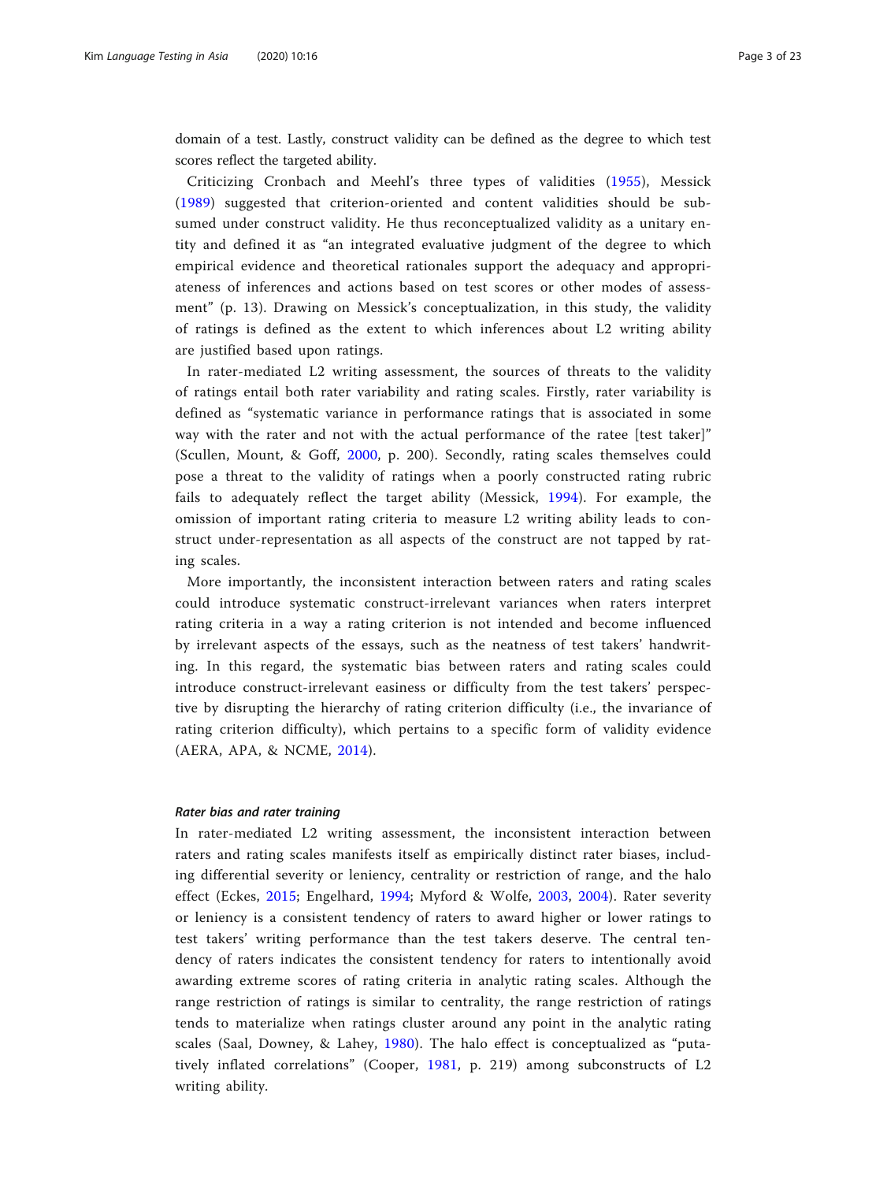domain of a test. Lastly, construct validity can be defined as the degree to which test scores reflect the targeted ability.

Criticizing Cronbach and Meehl's three types of validities (1955), Messick (1989) suggested that criterion-oriented and content validities should be subsumed under construct validity. He thus reconceptualized validity as a unitary entity and defined it as "an integrated evaluative judgment of the degree to which empirical evidence and theoretical rationales support the adequacy and appropriateness of inferences and actions based on test scores or other modes of assessment" (p. 13). Drawing on Messick's conceptualization, in this study, the validity of ratings is defined as the extent to which inferences about L2 writing ability are justified based upon ratings.

In rater-mediated L2 writing assessment, the sources of threats to the validity of ratings entail both rater variability and rating scales. Firstly, rater variability is defined as "systematic variance in performance ratings that is associated in some way with the rater and not with the actual performance of the ratee [test taker]" (Scullen, Mount, & Goff, 2000, p. 200). Secondly, rating scales themselves could pose a threat to the validity of ratings when a poorly constructed rating rubric fails to adequately reflect the target ability (Messick, 1994). For example, the omission of important rating criteria to measure L2 writing ability leads to construct under-representation as all aspects of the construct are not tapped by rating scales.

More importantly, the inconsistent interaction between raters and rating scales could introduce systematic construct-irrelevant variances when raters interpret rating criteria in a way a rating criterion is not intended and become influenced by irrelevant aspects of the essays, such as the neatness of test takers' handwriting. In this regard, the systematic bias between raters and rating scales could introduce construct-irrelevant easiness or difficulty from the test takers' perspective by disrupting the hierarchy of rating criterion difficulty (i.e., the invariance of rating criterion difficulty), which pertains to a specific form of validity evidence (AERA, APA, & NCME, 2014).

#### *Rater bias and rater training*

In rater-mediated L2 writing assessment, the inconsistent interaction between raters and rating scales manifests itself as empirically distinct rater biases, including differential severity or leniency, centrality or restriction of range, and the halo effect (Eckes, 2015; Engelhard, 1994; Myford & Wolfe, 2003, 2004). Rater severity or leniency is a consistent tendency of raters to award higher or lower ratings to test takers' writing performance than the test takers deserve. The central tendency of raters indicates the consistent tendency for raters to intentionally avoid awarding extreme scores of rating criteria in analytic rating scales. Although the range restriction of ratings is similar to centrality, the range restriction of ratings tends to materialize when ratings cluster around any point in the analytic rating scales (Saal, Downey, & Lahey, 1980). The halo effect is conceptualized as "putatively inflated correlations" (Cooper, 1981, p. 219) among subconstructs of L2 writing ability.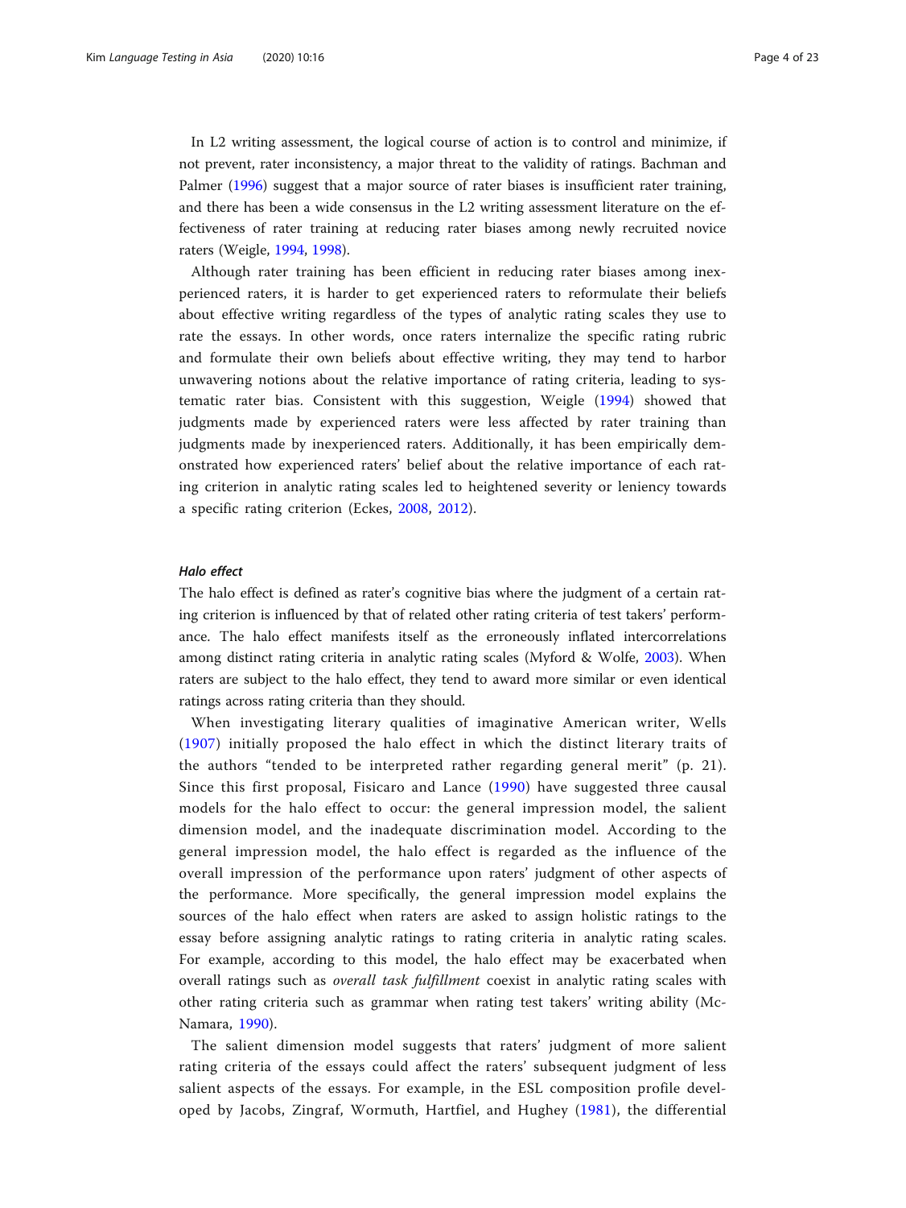In L2 writing assessment, the logical course of action is to control and minimize, if not prevent, rater inconsistency, a major threat to the validity of ratings. Bachman and Palmer (1996) suggest that a major source of rater biases is insufficient rater training, and there has been a wide consensus in the L2 writing assessment literature on the effectiveness of rater training at reducing rater biases among newly recruited novice raters (Weigle, 1994, 1998).

Although rater training has been efficient in reducing rater biases among inexperienced raters, it is harder to get experienced raters to reformulate their beliefs about effective writing regardless of the types of analytic rating scales they use to rate the essays. In other words, once raters internalize the specific rating rubric and formulate their own beliefs about effective writing, they may tend to harbor unwavering notions about the relative importance of rating criteria, leading to systematic rater bias. Consistent with this suggestion, Weigle (1994) showed that judgments made by experienced raters were less affected by rater training than judgments made by inexperienced raters. Additionally, it has been empirically demonstrated how experienced raters' belief about the relative importance of each rating criterion in analytic rating scales led to heightened severity or leniency towards a specific rating criterion (Eckes, 2008, 2012).

### *Halo effect*

The halo effect is defined as rater's cognitive bias where the judgment of a certain rating criterion is influenced by that of related other rating criteria of test takers' performance. The halo effect manifests itself as the erroneously inflated intercorrelations among distinct rating criteria in analytic rating scales (Myford & Wolfe, 2003). When raters are subject to the halo effect, they tend to award more similar or even identical ratings across rating criteria than they should.

When investigating literary qualities of imaginative American writer, Wells (1907) initially proposed the halo effect in which the distinct literary traits of the authors "tended to be interpreted rather regarding general merit" (p. 21). Since this first proposal, Fisicaro and Lance (1990) have suggested three causal models for the halo effect to occur: the general impression model, the salient dimension model, and the inadequate discrimination model. According to the general impression model, the halo effect is regarded as the influence of the overall impression of the performance upon raters' judgment of other aspects of the performance. More specifically, the general impression model explains the sources of the halo effect when raters are asked to assign holistic ratings to the essay before assigning analytic ratings to rating criteria in analytic rating scales. For example, according to this model, the halo effect may be exacerbated when overall ratings such as *overall task fulfillment* coexist in analytic rating scales with other rating criteria such as grammar when rating test takers' writing ability (McNamara, 1990).

The salient dimension model suggests that raters' judgment of more salient rating criteria of the essays could affect the raters' subsequent judgment of less salient aspects of the essays. For example, in the ESL composition profile developed by Jacobs, Zingraf, Wormuth, Hartfiel, and Hughey (1981), the differential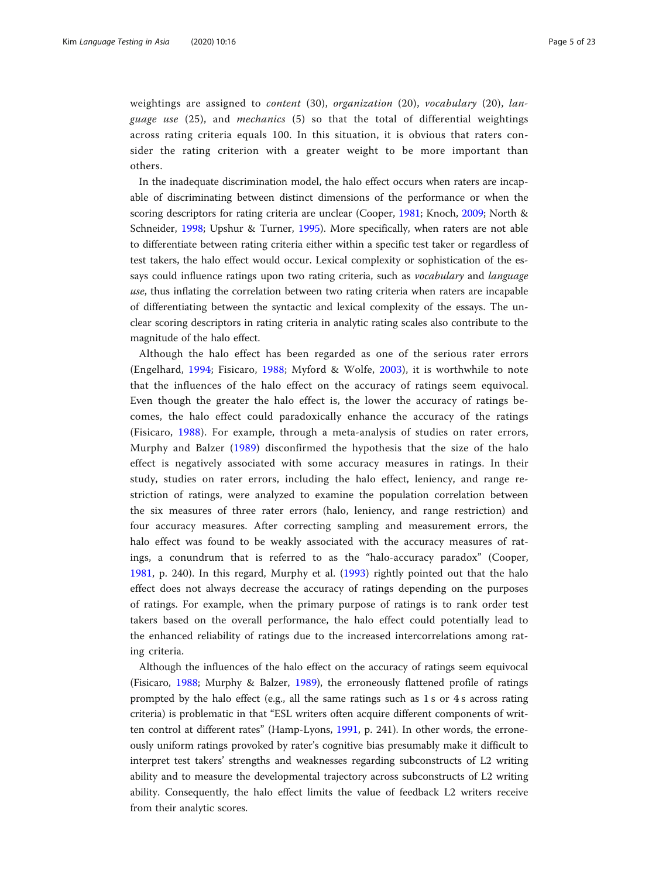weightings are assigned to *content* (30), *organization* (20), *vocabulary* (20), *language use* (25), and *mechanics* (5) so that the total of differential weightings across rating criteria equals 100. In this situation, it is obvious that raters consider the rating criterion with a greater weight to be more important than others.

In the inadequate discrimination model, the halo effect occurs when raters are incapable of discriminating between distinct dimensions of the performance or when the scoring descriptors for rating criteria are unclear (Cooper, 1981; Knoch, 2009; North & Schneider, 1998; Upshur & Turner, 1995). More specifically, when raters are not able to differentiate between rating criteria either within a specific test taker or regardless of test takers, the halo effect would occur. Lexical complexity or sophistication of the essays could influence ratings upon two rating criteria, such as *vocabulary* and *language use*, thus inflating the correlation between two rating criteria when raters are incapable of differentiating between the syntactic and lexical complexity of the essays. The unclear scoring descriptors in rating criteria in analytic rating scales also contribute to the magnitude of the halo effect.

Although the halo effect has been regarded as one of the serious rater errors (Engelhard, 1994; Fisicaro, 1988; Myford & Wolfe, 2003), it is worthwhile to note that the influences of the halo effect on the accuracy of ratings seem equivocal. Even though the greater the halo effect is, the lower the accuracy of ratings becomes, the halo effect could paradoxically enhance the accuracy of the ratings (Fisicaro, 1988). For example, through a meta-analysis of studies on rater errors, Murphy and Balzer (1989) disconfirmed the hypothesis that the size of the halo effect is negatively associated with some accuracy measures in ratings. In their study, studies on rater errors, including the halo effect, leniency, and range restriction of ratings, were analyzed to examine the population correlation between the six measures of three rater errors (halo, leniency, and range restriction) and four accuracy measures. After correcting sampling and measurement errors, the halo effect was found to be weakly associated with the accuracy measures of ratings, a conundrum that is referred to as the "halo-accuracy paradox" (Cooper, 1981, p. 240). In this regard, Murphy et al. (1993) rightly pointed out that the halo effect does not always decrease the accuracy of ratings depending on the purposes of ratings. For example, when the primary purpose of ratings is to rank order test takers based on the overall performance, the halo effect could potentially lead to the enhanced reliability of ratings due to the increased intercorrelations among rating criteria.

Although the influences of the halo effect on the accuracy of ratings seem equivocal (Fisicaro, 1988; Murphy & Balzer, 1989), the erroneously flattened profile of ratings prompted by the halo effect (e.g., all the same ratings such as 1 s or 4 s across rating criteria) is problematic in that "ESL writers often acquire different components of written control at different rates" (Hamp-Lyons, 1991, p. 241). In other words, the erroneously uniform ratings provoked by rater's cognitive bias presumably make it difficult to interpret test takers' strengths and weaknesses regarding subconstructs of L2 writing ability and to measure the developmental trajectory across subconstructs of L2 writing ability. Consequently, the halo effect limits the value of feedback L2 writers receive from their analytic scores.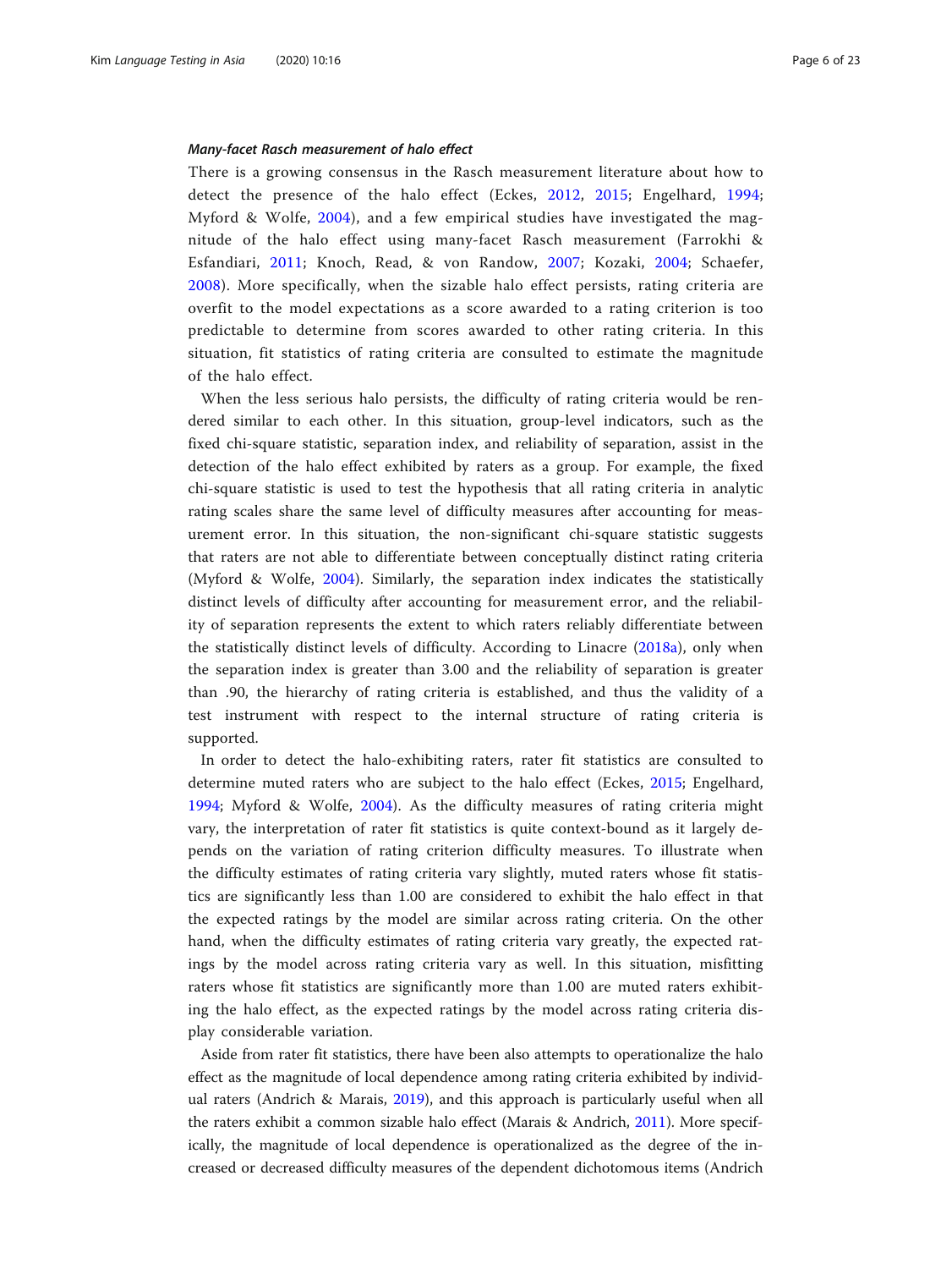#### *Many-facet Rasch measurement of halo effect*

There is a growing consensus in the Rasch measurement literature about how to detect the presence of the halo effect (Eckes, 2012, 2015; Engelhard, 1994; Myford & Wolfe, 2004), and a few empirical studies have investigated the magnitude of the halo effect using many-facet Rasch measurement (Farrokhi & Esfandiari, 2011; Knoch, Read, & von Randow, 2007; Kozaki, 2004; Schaefer, 2008). More specifically, when the sizable halo effect persists, rating criteria are overfit to the model expectations as a score awarded to a rating criterion is too predictable to determine from scores awarded to other rating criteria. In this situation, fit statistics of rating criteria are consulted to estimate the magnitude of the halo effect.

When the less serious halo persists, the difficulty of rating criteria would be rendered similar to each other. In this situation, group-level indicators, such as the fixed chi-square statistic, separation index, and reliability of separation, assist in the detection of the halo effect exhibited by raters as a group. For example, the fixed chi-square statistic is used to test the hypothesis that all rating criteria in analytic rating scales share the same level of difficulty measures after accounting for measurement error. In this situation, the non-significant chi-square statistic suggests that raters are not able to differentiate between conceptually distinct rating criteria (Myford & Wolfe, 2004). Similarly, the separation index indicates the statistically distinct levels of difficulty after accounting for measurement error, and the reliability of separation represents the extent to which raters reliably differentiate between the statistically distinct levels of difficulty. According to Linacre (2018a), only when the separation index is greater than 3.00 and the reliability of separation is greater than .90, the hierarchy of rating criteria is established, and thus the validity of a test instrument with respect to the internal structure of rating criteria is supported.

In order to detect the halo-exhibiting raters, rater fit statistics are consulted to determine muted raters who are subject to the halo effect (Eckes, 2015; Engelhard, 1994; Myford & Wolfe, 2004). As the difficulty measures of rating criteria might vary, the interpretation of rater fit statistics is quite context-bound as it largely depends on the variation of rating criterion difficulty measures. To illustrate when the difficulty estimates of rating criteria vary slightly, muted raters whose fit statistics are significantly less than 1.00 are considered to exhibit the halo effect in that the expected ratings by the model are similar across rating criteria. On the other hand, when the difficulty estimates of rating criteria vary greatly, the expected ratings by the model across rating criteria vary as well. In this situation, misfitting raters whose fit statistics are significantly more than 1.00 are muted raters exhibiting the halo effect, as the expected ratings by the model across rating criteria display considerable variation.

Aside from rater fit statistics, there have been also attempts to operationalize the halo effect as the magnitude of local dependence among rating criteria exhibited by individual raters (Andrich & Marais, 2019), and this approach is particularly useful when all the raters exhibit a common sizable halo effect (Marais & Andrich, 2011). More specifically, the magnitude of local dependence is operationalized as the degree of the increased or decreased difficulty measures of the dependent dichotomous items (Andrich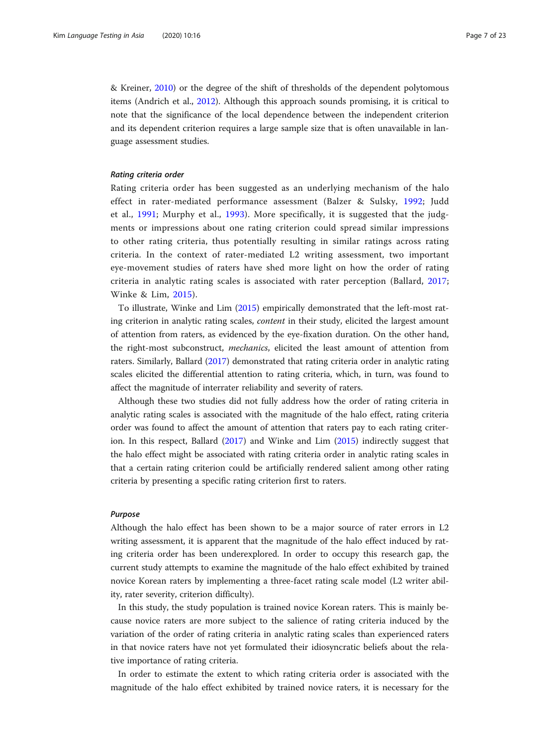& Kreiner, 2010) or the degree of the shift of thresholds of the dependent polytomous items (Andrich et al., 2012). Although this approach sounds promising, it is critical to note that the significance of the local dependence between the independent criterion and its dependent criterion requires a large sample size that is often unavailable in language assessment studies.

### *Rating criteria order*

Rating criteria order has been suggested as an underlying mechanism of the halo effect in rater-mediated performance assessment (Balzer & Sulsky, 1992; Judd et al., 1991; Murphy et al., 1993). More specifically, it is suggested that the judgments or impressions about one rating criterion could spread similar impressions to other rating criteria, thus potentially resulting in similar ratings across rating criteria. In the context of rater-mediated L2 writing assessment, two important eye-movement studies of raters have shed more light on how the order of rating criteria in analytic rating scales is associated with rater perception (Ballard, 2017; Winke & Lim, 2015).

To illustrate, Winke and Lim (2015) empirically demonstrated that the left-most rating criterion in analytic rating scales, *content* in their study, elicited the largest amount of attention from raters, as evidenced by the eye-fixation duration. On the other hand, the right-most subconstruct, *mechanics*, elicited the least amount of attention from raters. Similarly, Ballard (2017) demonstrated that rating criteria order in analytic rating scales elicited the differential attention to rating criteria, which, in turn, was found to affect the magnitude of interrater reliability and severity of raters.

Although these two studies did not fully address how the order of rating criteria in analytic rating scales is associated with the magnitude of the halo effect, rating criteria order was found to affect the amount of attention that raters pay to each rating criterion. In this respect, Ballard (2017) and Winke and Lim (2015) indirectly suggest that the halo effect might be associated with rating criteria order in analytic rating scales in that a certain rating criterion could be artificially rendered salient among other rating criteria by presenting a specific rating criterion first to raters.

### *Purpose*

Although the halo effect has been shown to be a major source of rater errors in L2 writing assessment, it is apparent that the magnitude of the halo effect induced by rating criteria order has been underexplored. In order to occupy this research gap, the current study attempts to examine the magnitude of the halo effect exhibited by trained novice Korean raters by implementing a three-facet rating scale model (L2 writer ability, rater severity, criterion difficulty).

In this study, the study population is trained novice Korean raters. This is mainly because novice raters are more subject to the salience of rating criteria induced by the variation of the order of rating criteria in analytic rating scales than experienced raters in that novice raters have not yet formulated their idiosyncratic beliefs about the relative importance of rating criteria.

In order to estimate the extent to which rating criteria order is associated with the magnitude of the halo effect exhibited by trained novice raters, it is necessary for the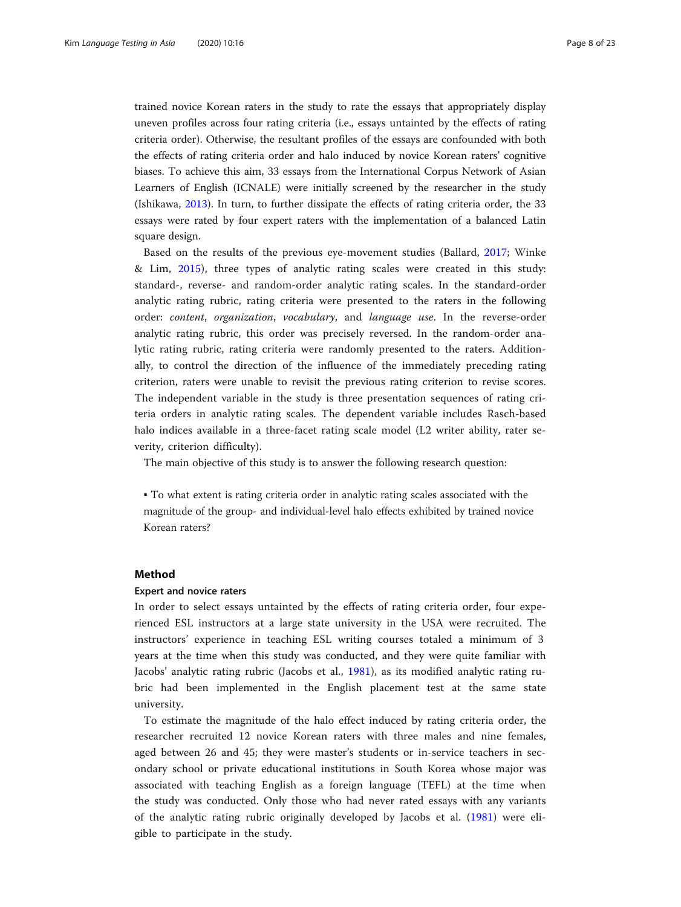trained novice Korean raters in the study to rate the essays that appropriately display uneven profiles across four rating criteria (i.e., essays untainted by the effects of rating criteria order). Otherwise, the resultant profiles of the essays are confounded with both the effects of rating criteria order and halo induced by novice Korean raters' cognitive biases. To achieve this aim, 33 essays from the International Corpus Network of Asian Learners of English (ICNALE) were initially screened by the researcher in the study (Ishikawa, 2013). In turn, to further dissipate the effects of rating criteria order, the 33 essays were rated by four expert raters with the implementation of a balanced Latin square design.

Based on the results of the previous eye-movement studies (Ballard, 2017; Winke & Lim, 2015), three types of analytic rating scales were created in this study: standard-, reverse- and random-order analytic rating scales. In the standard-order analytic rating rubric, rating criteria were presented to the raters in the following order: *content*, *organization*, *vocabulary*, and *language use*. In the reverse-order analytic rating rubric, this order was precisely reversed. In the random-order analytic rating rubric, rating criteria were randomly presented to the raters. Additionally, to control the direction of the influence of the immediately preceding rating criterion, raters were unable to revisit the previous rating criterion to revise scores. The independent variable in the study is three presentation sequences of rating criteria orders in analytic rating scales. The dependent variable includes Rasch-based halo indices available in a three-facet rating scale model (L2 writer ability, rater severity, criterion difficulty).

The main objective of this study is to answer the following research question:

- To what extent is rating criteria order in analytic rating scales associated with the magnitude of the group- and individual-level halo effects exhibited by trained novice Korean raters?

## Method

### Expert and novice raters

In order to select essays untainted by the effects of rating criteria order, four experienced ESL instructors at a large state university in the USA were recruited. The instructors' experience in teaching ESL writing courses totaled a minimum of 3 years at the time when this study was conducted, and they were quite familiar with Jacobs' analytic rating rubric (Jacobs et al., 1981), as its modified analytic rating rubric had been implemented in the English placement test at the same state university.

To estimate the magnitude of the halo effect induced by rating criteria order, the researcher recruited 12 novice Korean raters with three males and nine females, aged between 26 and 45; they were master's students or in-service teachers in secondary school or private educational institutions in South Korea whose major was associated with teaching English as a foreign language (TEFL) at the time when the study was conducted. Only those who had never rated essays with any variants of the analytic rating rubric originally developed by Jacobs et al. (1981) were eligible to participate in the study.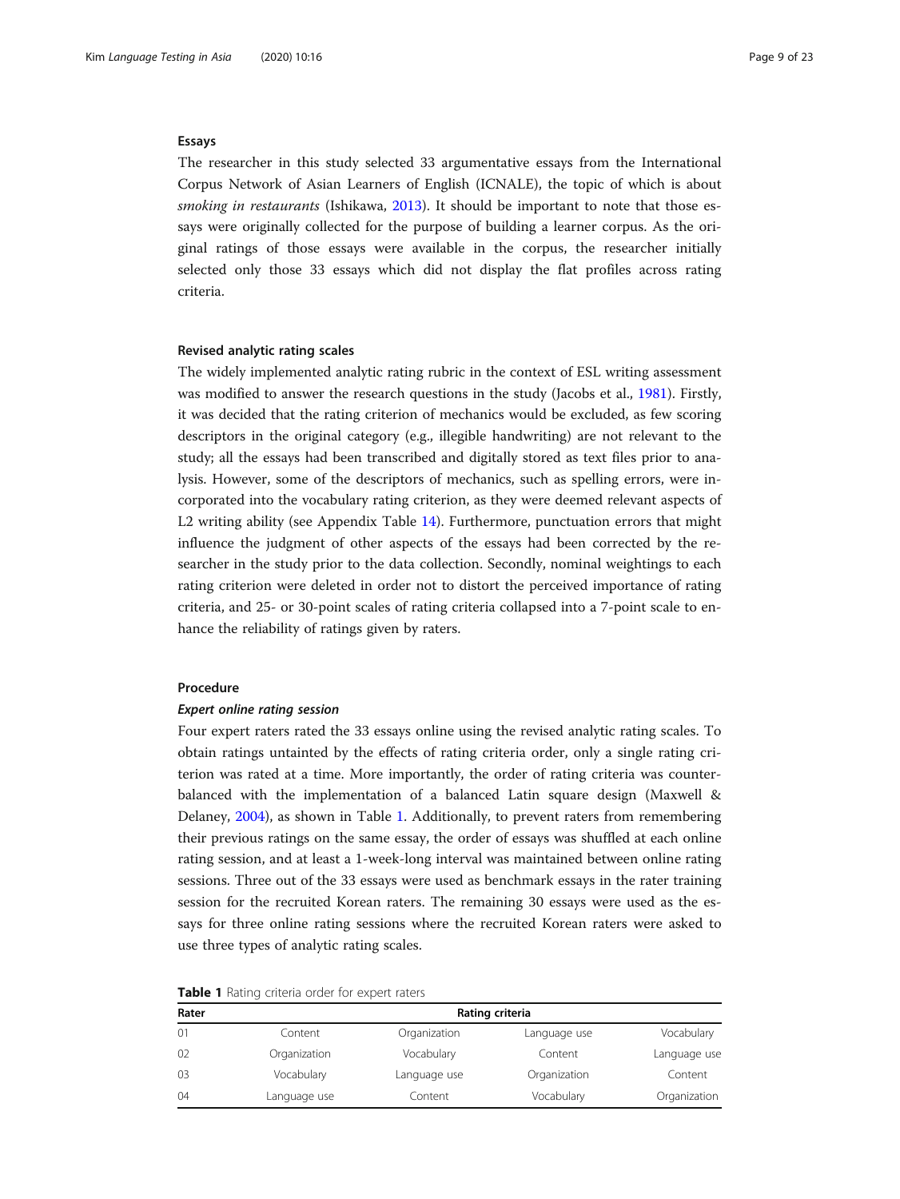### Essays

The researcher in this study selected 33 argumentative essays from the International Corpus Network of Asian Learners of English (ICNALE), the topic of which is about *smoking in restaurants* (Ishikawa, 2013). It should be important to note that those essays were originally collected for the purpose of building a learner corpus. As the original ratings of those essays were available in the corpus, the researcher initially selected only those 33 essays which did not display the flat profiles across rating criteria.

### Revised analytic rating scales

The widely implemented analytic rating rubric in the context of ESL writing assessment was modified to answer the research questions in the study (Jacobs et al., 1981). Firstly, it was decided that the rating criterion of mechanics would be excluded, as few scoring descriptors in the original category (e.g., illegible handwriting) are not relevant to the study; all the essays had been transcribed and digitally stored as text files prior to analysis. However, some of the descriptors of mechanics, such as spelling errors, were incorporated into the vocabulary rating criterion, as they were deemed relevant aspects of L2 writing ability (see Appendix Table 14). Furthermore, punctuation errors that might influence the judgment of other aspects of the essays had been corrected by the researcher in the study prior to the data collection. Secondly, nominal weightings to each rating criterion were deleted in order not to distort the perceived importance of rating criteria, and 25- or 30-point scales of rating criteria collapsed into a 7-point scale to enhance the reliability of ratings given by raters.

### Procedure

#### *Expert online rating session*

Four expert raters rated the 33 essays online using the revised analytic rating scales. To obtain ratings untainted by the effects of rating criteria order, only a single rating criterion was rated at a time. More importantly, the order of rating criteria was counterbalanced with the implementation of a balanced Latin square design (Maxwell & Delaney, 2004), as shown in Table 1. Additionally, to prevent raters from remembering their previous ratings on the same essay, the order of essays was shuffled at each online rating session, and at least a 1-week-long interval was maintained between online rating sessions. Three out of the 33 essays were used as benchmark essays in the rater training session for the recruited Korean raters. The remaining 30 essays were used as the essays for three online rating sessions where the recruited Korean raters were asked to use three types of analytic rating scales.

**Table 1** Rating criteria order for expert raters

| Rater | Rating criteria | | | |
|---|---|---|---|---|
| 01 | Content | Organization | Language use | Vocabulary |
| 02 | Organization | Vocabulary | Content | Language use |
| 03 | Vocabulary | Language use | Organization | Content |
| 04 | Language use | Content | Vocabulary | Organization |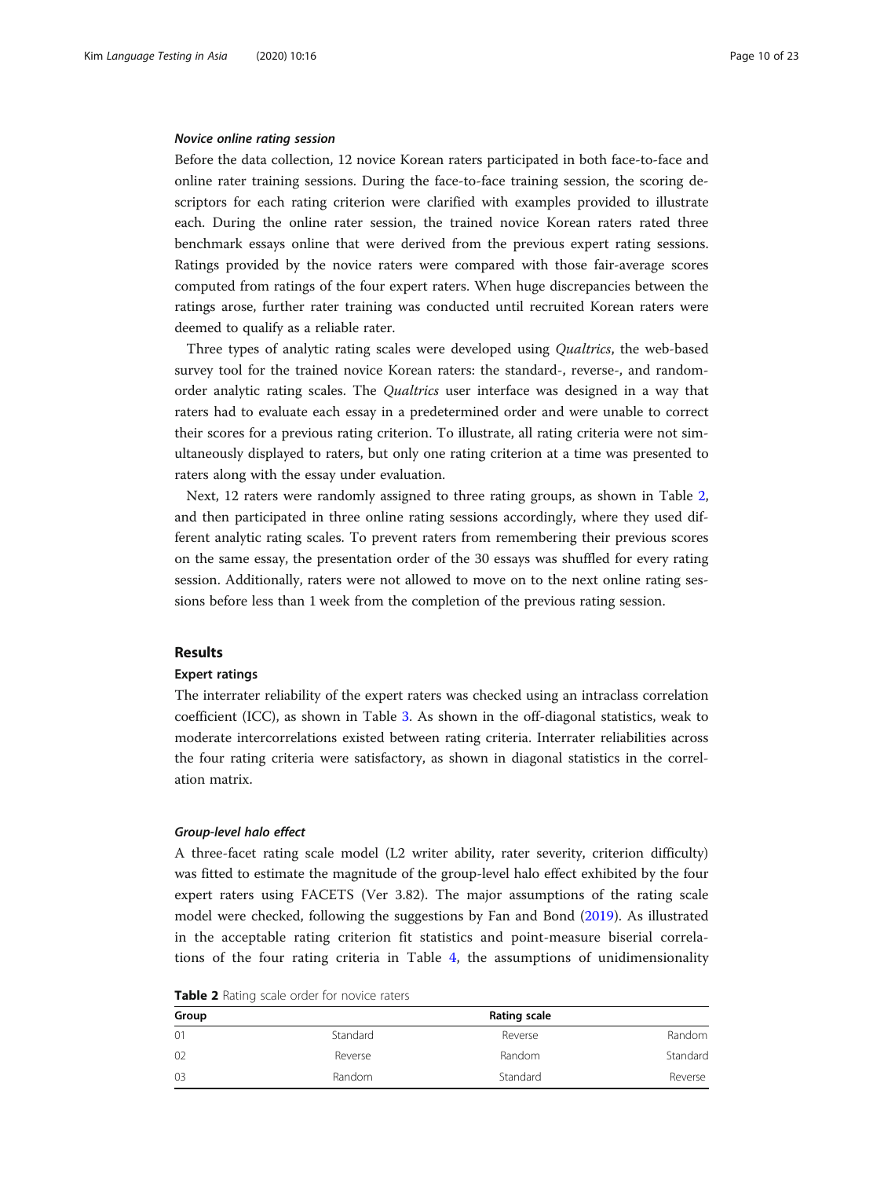#### *Novice online rating session*

Before the data collection, 12 novice Korean raters participated in both face-to-face and online rater training sessions. During the face-to-face training session, the scoring descriptors for each rating criterion were clarified with examples provided to illustrate each. During the online rater session, the trained novice Korean raters rated three benchmark essays online that were derived from the previous expert rating sessions. Ratings provided by the novice raters were compared with those fair-average scores computed from ratings of the four expert raters. When huge discrepancies between the ratings arose, further rater training was conducted until recruited Korean raters were deemed to qualify as a reliable rater.

Three types of analytic rating scales were developed using *Qualtrics*, the web-based survey tool for the trained novice Korean raters: the standard-, reverse-, and random-order analytic rating scales. The *Qualtrics* user interface was designed in a way that raters had to evaluate each essay in a predetermined order and were unable to correct their scores for a previous rating criterion. To illustrate, all rating criteria were not simultaneously displayed to raters, but only one rating criterion at a time was presented to raters along with the essay under evaluation.

Next, 12 raters were randomly assigned to three rating groups, as shown in Table 2, and then participated in three online rating sessions accordingly, where they used different analytic rating scales. To prevent raters from remembering their previous scores on the same essay, the presentation order of the 30 essays was shuffled for every rating session. Additionally, raters were not allowed to move on to the next online rating sessions before less than 1 week from the completion of the previous rating session.

## Results

### Expert ratings

The interrater reliability of the expert raters was checked using an intraclass correlation coefficient (ICC), as shown in Table 3. As shown in the off-diagonal statistics, weak to moderate intercorrelations existed between rating criteria. Interrater reliabilities across the four rating criteria were satisfactory, as shown in diagonal statistics in the correlation matrix.

#### *Group-level halo effect*

A three-facet rating scale model (L2 writer ability, rater severity, criterion difficulty) was fitted to estimate the magnitude of the group-level halo effect exhibited by the four expert raters using FACETS (Ver 3.82). The major assumptions of the rating scale model were checked, following the suggestions by Fan and Bond (2019). As illustrated in the acceptable rating criterion fit statistics and point-measure biserial correlations of the four rating criteria in Table 4, the assumptions of unidimensionality

**Table 2** Rating scale order for novice raters

| Group | Rating scale | | |
|---|---|---|---|
| 01 | Standard | Reverse | Random |
| 02 | Reverse | Random | Standard |
| 03 | Random | Standard | Reverse |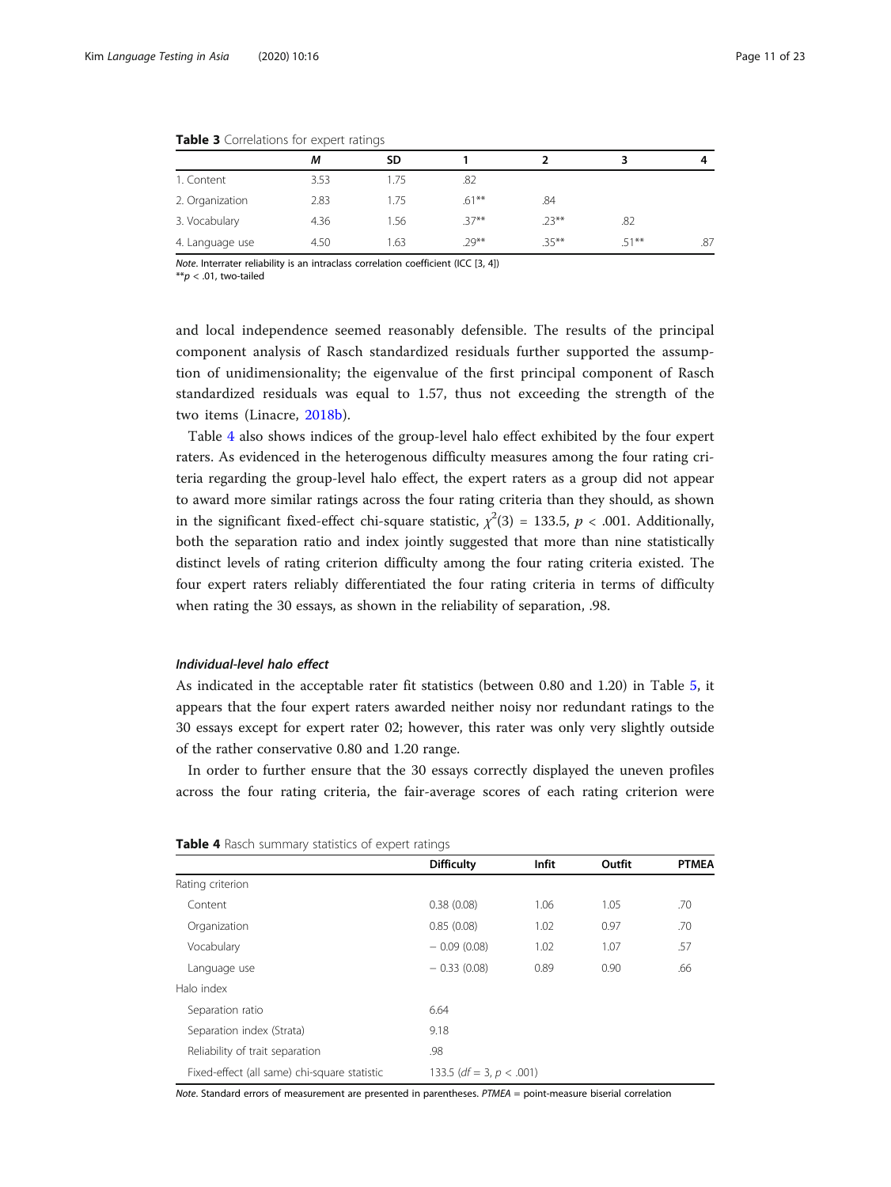**Table 3** Correlations for expert ratings

| | *M* | SD | 1 | 2 | 3 | 4 |
|---|---|---|---|---|---|---|
| 1. Content | 3.53 | 1.75 | .82 | | | |
| 2. Organization | 2.83 | 1.75 | .61** | .84 | | |
| 3. Vocabulary | 4.36 | 1.56 | .37** | .23** | .82 | |
| 4. Language use | 4.50 | 1.63 | .29** | .35** | .51** | .87 |

*Note*. Interrater reliability is an intraclass correlation coefficient (ICC [3, 4])
**$p < .01$, two-tailed

and local independence seemed reasonably defensible. The results of the principal component analysis of Rasch standardized residuals further supported the assumption of unidimensionality; the eigenvalue of the first principal component of Rasch standardized residuals was equal to 1.57, thus not exceeding the strength of the two items (Linacre, 2018b).

Table 4 also shows indices of the group-level halo effect exhibited by the four expert raters. As evidenced in the heterogenous difficulty measures among the four rating criteria regarding the group-level halo effect, the expert raters as a group did not appear to award more similar ratings across the four rating criteria than they should, as shown in the significant fixed-effect chi-square statistic, $\chi^2(3) = 133.5$, $p < .001$. Additionally, both the separation ratio and index jointly suggested that more than nine statistically distinct levels of rating criterion difficulty among the four rating criteria existed. The four expert raters reliably differentiated the four rating criteria in terms of difficulty when rating the 30 essays, as shown in the reliability of separation, .98.

#### *Individual-level halo effect*

As indicated in the acceptable rater fit statistics (between 0.80 and 1.20) in Table 5, it appears that the four expert raters awarded neither noisy nor redundant ratings to the 30 essays except for expert rater 02; however, this rater was only very slightly outside of the rather conservative 0.80 and 1.20 range.

In order to further ensure that the 30 essays correctly displayed the uneven profiles across the four rating criteria, the fair-average scores of each rating criterion were

**Table 4** Rasch summary statistics of expert ratings

| | Difficulty | Infit | Outfit | PTMEA |
|---|---|---|---|---|
| Rating criterion | | | | |
| Content | 0.38 (0.08) | 1.06 | 1.05 | .70 |
| Organization | 0.85 (0.08) | 1.02 | 0.97 | .70 |
| Vocabulary | − 0.09 (0.08) | 1.02 | 1.07 | .57 |
| Language use | − 0.33 (0.08) | 0.89 | 0.90 | .66 |
| Halo index | | | | |
| Separation ratio | 6.64 | | | |
| Separation index (Strata) | 9.18 | | | |
| Reliability of trait separation | .98 | | | |
| Fixed-effect (all same) chi-square statistic | 133.5 ($df = 3$, $p < .001$) | | | |

*Note*. Standard errors of measurement are presented in parentheses. *PTMEA* = point-measure biserial correlation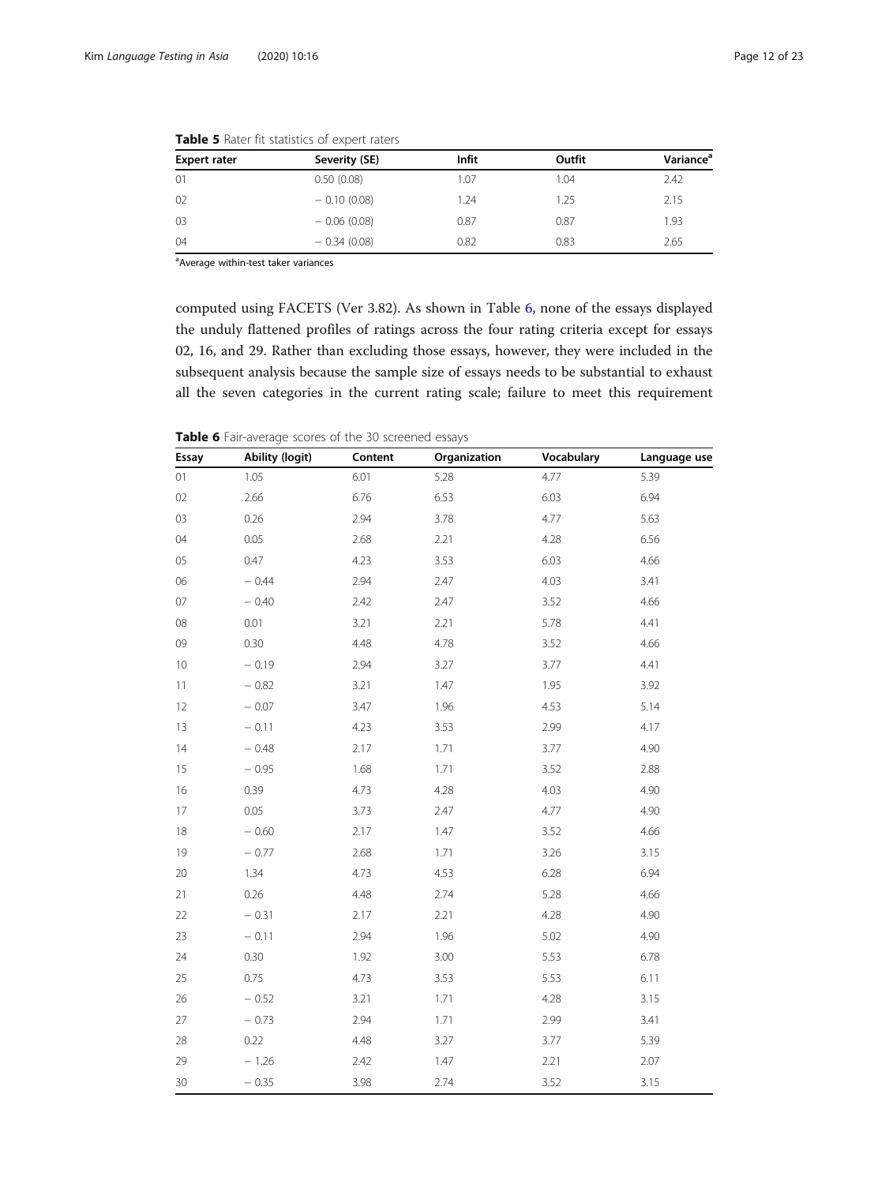**Table 5** Rater fit statistics of expert raters

| Expert rater | Severity (SE) | Infit | Outfit | Variance[a] |
|---|---|---|---|---|
| 01 | 0.50 (0.08) | 1.07 | 1.04 | 2.42 |
| 02 | − 0.10 (0.08) | 1.24 | 1.25 | 2.15 |
| 03 | − 0.06 (0.08) | 0.87 | 0.87 | 1.93 |
| 04 | − 0.34 (0.08) | 0.82 | 0.83 | 2.65 |

[a]Average within-test taker variances

computed using FACETS (Ver 3.82). As shown in Table 6, none of the essays displayed the unduly flattened profiles of ratings across the four rating criteria except for essays 02, 16, and 29. Rather than excluding those essays, however, they were included in the subsequent analysis because the sample size of essays needs to be substantial to exhaust all the seven categories in the current rating scale; failure to meet this requirement

**Table 6** Fair-average scores of the 30 screened essays

| Essay | Ability (logit) | Content | Organization | Vocabulary | Language use |
|---|---|---|---|---|---|
| 01 | 1.05 | 6.01 | 5.28 | 4.77 | 5.39 |
| 02 | 2.66 | 6.76 | 6.53 | 6.03 | 6.94 |
| 03 | 0.26 | 2.94 | 3.78 | 4.77 | 5.63 |
| 04 | 0.05 | 2.68 | 2.21 | 4.28 | 6.56 |
| 05 | 0.47 | 4.23 | 3.53 | 6.03 | 4.66 |
| 06 | − 0.44 | 2.94 | 2.47 | 4.03 | 3.41 |
| 07 | − 0.40 | 2.42 | 2.47 | 3.52 | 4.66 |
| 08 | 0.01 | 3.21 | 2.21 | 5.78 | 4.41 |
| 09 | 0.30 | 4.48 | 4.78 | 3.52 | 4.66 |
| 10 | − 0.19 | 2.94 | 3.27 | 3.77 | 4.41 |
| 11 | − 0.82 | 3.21 | 1.47 | 1.95 | 3.92 |
| 12 | − 0.07 | 3.47 | 1.96 | 4.53 | 5.14 |
| 13 | − 0.11 | 4.23 | 3.53 | 2.99 | 4.17 |
| 14 | − 0.48 | 2.17 | 1.71 | 3.77 | 4.90 |
| 15 | − 0.95 | 1.68 | 1.71 | 3.52 | 2.88 |
| 16 | 0.39 | 4.73 | 4.28 | 4.03 | 4.90 |
| 17 | 0.05 | 3.73 | 2.47 | 4.77 | 4.90 |
| 18 | − 0.60 | 2.17 | 1.47 | 3.52 | 4.66 |
| 19 | − 0.77 | 2.68 | 1.71 | 3.26 | 3.15 |
| 20 | 1.34 | 4.73 | 4.53 | 6.28 | 6.94 |
| 21 | 0.26 | 4.48 | 2.74 | 5.28 | 4.66 |
| 22 | − 0.31 | 2.17 | 2.21 | 4.28 | 4.90 |
| 23 | − 0.11 | 2.94 | 1.96 | 5.02 | 4.90 |
| 24 | 0.30 | 1.92 | 3.00 | 5.53 | 6.78 |
| 25 | 0.75 | 4.73 | 3.53 | 5.53 | 6.11 |
| 26 | − 0.52 | 3.21 | 1.71 | 4.28 | 3.15 |
| 27 | − 0.73 | 2.94 | 1.71 | 2.99 | 3.41 |
| 28 | 0.22 | 4.48 | 3.27 | 3.77 | 5.39 |
| 29 | − 1.26 | 2.42 | 1.47 | 2.21 | 2.07 |
| 30 | − 0.35 | 3.98 | 2.74 | 3.52 | 3.15 |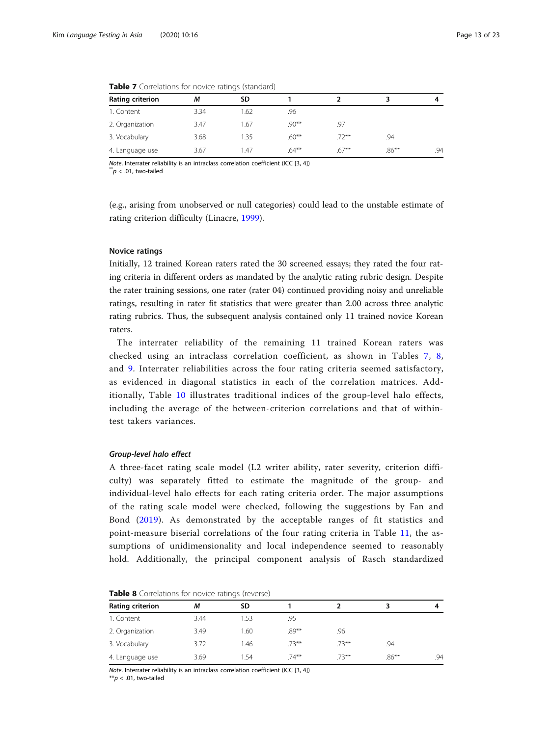**Table 7** Correlations for novice ratings (standard)

| Rating criterion | *M* | SD | 1 | 2 | 3 | 4 |
|---|---|---|---|---|---|---|
| 1. Content | 3.34 | 1.62 | .96 | | | |
| 2. Organization | 3.47 | 1.67 | .90** | .97 | | |
| 3. Vocabulary | 3.68 | 1.35 | .60** | .72** | .94 | |
| 4. Language use | 3.67 | 1.47 | .64** | .67** | .86** | .94 |

*Note*. Interrater reliability is an intraclass correlation coefficient (ICC [3, 4])
** $p < .01$, two-tailed

(e.g., arising from unobserved or null categories) could lead to the unstable estimate of rating criterion difficulty (Linacre, 1999).

### Novice ratings

Initially, 12 trained Korean raters rated the 30 screened essays; they rated the four rating criteria in different orders as mandated by the analytic rating rubric design. Despite the rater training sessions, one rater (rater 04) continued providing noisy and unreliable ratings, resulting in rater fit statistics that were greater than 2.00 across three analytic rating rubrics. Thus, the subsequent analysis contained only 11 trained novice Korean raters.

The interrater reliability of the remaining 11 trained Korean raters was checked using an intraclass correlation coefficient, as shown in Tables 7, 8, and 9. Interrater reliabilities across the four rating criteria seemed satisfactory, as evidenced in diagonal statistics in each of the correlation matrices. Additionally, Table 10 illustrates traditional indices of the group-level halo effects, including the average of the between-criterion correlations and that of within-test takers variances.

#### *Group-level halo effect*

A three-facet rating scale model (L2 writer ability, rater severity, criterion difficulty) was separately fitted to estimate the magnitude of the group- and individual-level halo effects for each rating criteria order. The major assumptions of the rating scale model were checked, following the suggestions by Fan and Bond (2019). As demonstrated by the acceptable ranges of fit statistics and point-measure biserial correlations of the four rating criteria in Table 11, the assumptions of unidimensionality and local independence seemed to reasonably hold. Additionally, the principal component analysis of Rasch standardized

**Table 8** Correlations for novice ratings (reverse)

| Rating criterion | *M* | SD | 1 | 2 | 3 | 4 |
|---|---|---|---|---|---|---|
| 1. Content | 3.44 | 1.53 | .95 | | | |
| 2. Organization | 3.49 | 1.60 | .89** | .96 | | |
| 3. Vocabulary | 3.72 | 1.46 | .73** | .73** | .94 | |
| 4. Language use | 3.69 | 1.54 | .74** | .73** | .86** | .94 |

*Note*. Interrater reliability is an intraclass correlation coefficient (ICC [3, 4])
** $p < .01$, two-tailed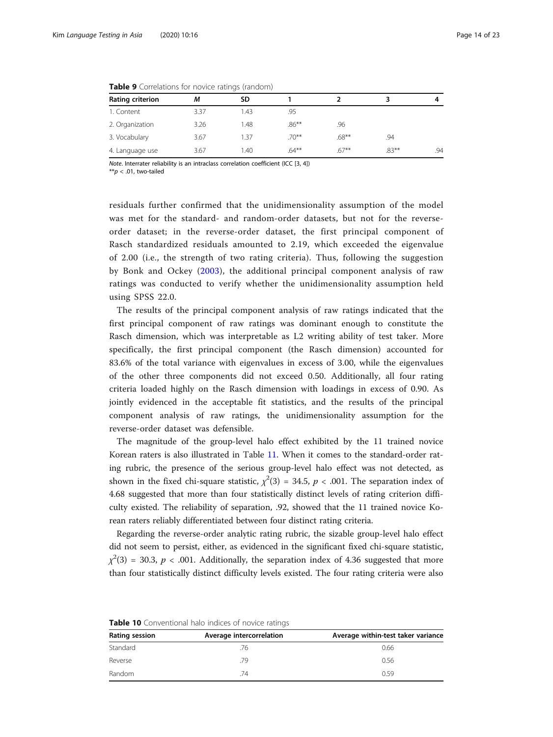**Table 9** Correlations for novice ratings (random)

| Rating criterion | *M* | SD | 1 | 2 | 3 | 4 |
|---|---|---|---|---|---|---|
| 1. Content | 3.37 | 1.43 | .95 | | | |
| 2. Organization | 3.26 | 1.48 | .86** | .96 | | |
| 3. Vocabulary | 3.67 | 1.37 | .70** | .68** | .94 | |
| 4. Language use | 3.67 | 1.40 | .64** | .67** | .83** | .94 |

*Note*. Interrater reliability is an intraclass correlation coefficient (ICC [3, 4])
**$p < .01$, two-tailed

residuals further confirmed that the unidimensionality assumption of the model was met for the standard- and random-order datasets, but not for the reverse-order dataset; in the reverse-order dataset, the first principal component of Rasch standardized residuals amounted to 2.19, which exceeded the eigenvalue of 2.00 (i.e., the strength of two rating criteria). Thus, following the suggestion by Bonk and Ockey (2003), the additional principal component analysis of raw ratings was conducted to verify whether the unidimensionality assumption held using SPSS 22.0.

The results of the principal component analysis of raw ratings indicated that the first principal component of raw ratings was dominant enough to constitute the Rasch dimension, which was interpretable as L2 writing ability of test taker. More specifically, the first principal component (the Rasch dimension) accounted for 83.6% of the total variance with eigenvalues in excess of 3.00, while the eigenvalues of the other three components did not exceed 0.50. Additionally, all four rating criteria loaded highly on the Rasch dimension with loadings in excess of 0.90. As jointly evidenced in the acceptable fit statistics, and the results of the principal component analysis of raw ratings, the unidimensionality assumption for the reverse-order dataset was defensible.

The magnitude of the group-level halo effect exhibited by the 11 trained novice Korean raters is also illustrated in Table 11. When it comes to the standard-order rating rubric, the presence of the serious group-level halo effect was not detected, as shown in the fixed chi-square statistic, $\chi^2(3) = 34.5$, $p < .001$. The separation index of 4.68 suggested that more than four statistically distinct levels of rating criterion difficulty existed. The reliability of separation, .92, showed that the 11 trained novice Korean raters reliably differentiated between four distinct rating criteria.

Regarding the reverse-order analytic rating rubric, the sizable group-level halo effect did not seem to persist, either, as evidenced in the significant fixed chi-square statistic, $\chi^2(3) = 30.3$, $p < .001$. Additionally, the separation index of 4.36 suggested that more than four statistically distinct difficulty levels existed. The four rating criteria were also

**Table 10** Conventional halo indices of novice ratings

| Rating session | Average intercorrelation | Average within-test taker variance |
|---|---|---|
| Standard | .76 | 0.66 |
| Reverse | .79 | 0.56 |
| Random | .74 | 0.59 |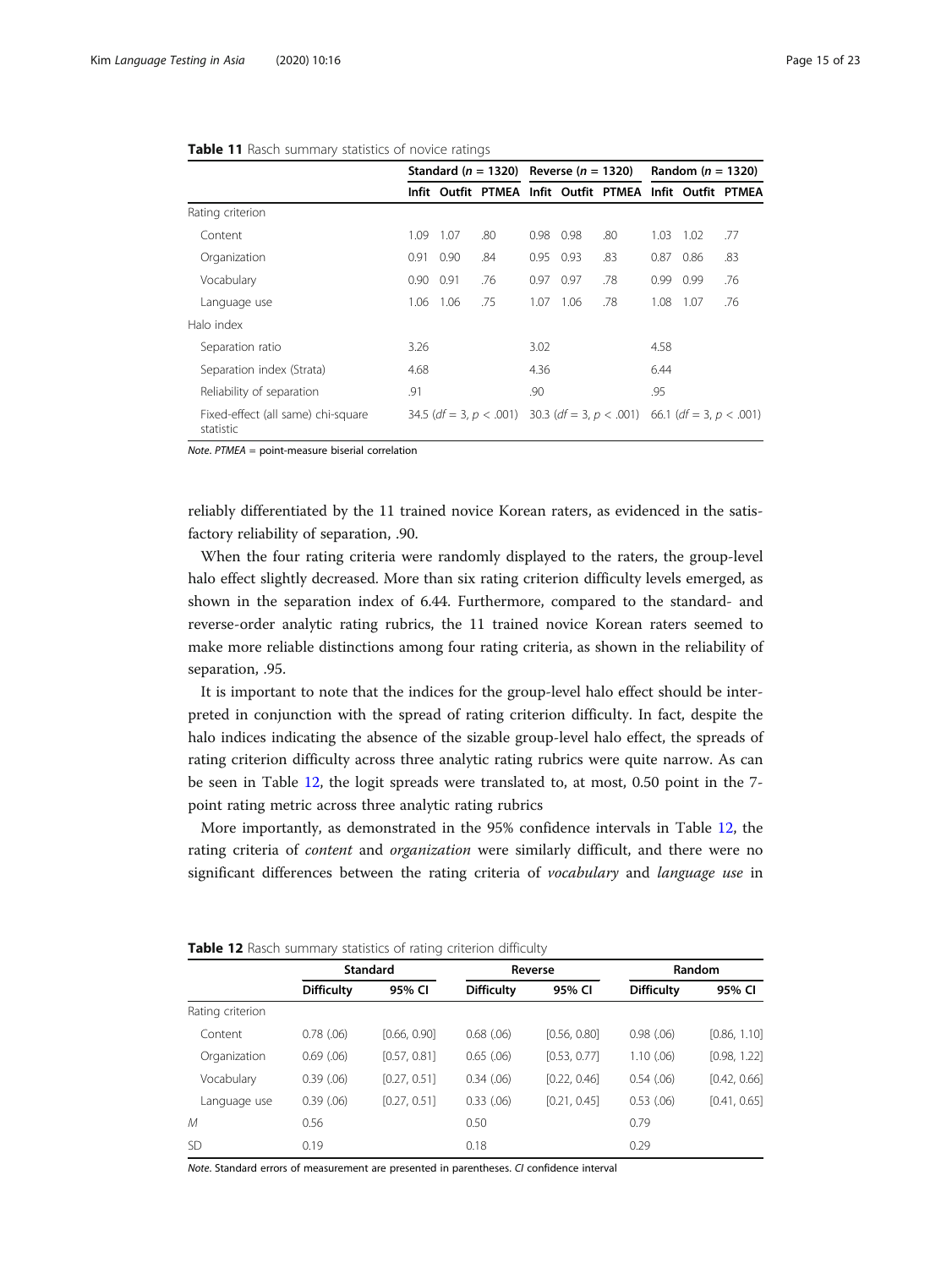**Table 11** Rasch summary statistics of novice ratings

| | Standard ($n$ = 1320) | | | Reverse ($n$ = 1320) | | | Random ($n$ = 1320) | | |
|---|---|---|---|---|---|---|---|---|---|
| | Infit | Outfit | PTMEA | Infit | Outfit | PTMEA | Infit | Outfit | PTMEA |
| Rating criterion | | | | | | | | | |
| Content | 1.09 | 1.07 | .80 | 0.98 | 0.98 | .80 | 1.03 | 1.02 | .77 |
| Organization | 0.91 | 0.90 | .84 | 0.95 | 0.93 | .83 | 0.87 | 0.86 | .83 |
| Vocabulary | 0.90 | 0.91 | .76 | 0.97 | 0.97 | .78 | 0.99 | 0.99 | .76 |
| Language use | 1.06 | 1.06 | .75 | 1.07 | 1.06 | .78 | 1.08 | 1.07 | .76 |
| Halo index | | | | | | | | | |
| Separation ratio | 3.26 | | | 3.02 | | | 4.58 | | |
| Separation index (Strata) | 4.68 | | | 4.36 | | | 6.44 | | |
| Reliability of separation | .91 | | | .90 | | | .95 | | |
| Fixed-effect (all same) chi-square statistic | 34.5 ($df$ = 3, $p$ < .001) | | | 30.3 ($df$ = 3, $p$ < .001) | | | 66.1 ($df$ = 3, $p$ < .001) | | |

*Note. PTMEA* = point-measure biserial correlation

reliably differentiated by the 11 trained novice Korean raters, as evidenced in the satisfactory reliability of separation, .90.

When the four rating criteria were randomly displayed to the raters, the group-level halo effect slightly decreased. More than six rating criterion difficulty levels emerged, as shown in the separation index of 6.44. Furthermore, compared to the standard- and reverse-order analytic rating rubrics, the 11 trained novice Korean raters seemed to make more reliable distinctions among four rating criteria, as shown in the reliability of separation, .95.

It is important to note that the indices for the group-level halo effect should be interpreted in conjunction with the spread of rating criterion difficulty. In fact, despite the halo indices indicating the absence of the sizable group-level halo effect, the spreads of rating criterion difficulty across three analytic rating rubrics were quite narrow. As can be seen in Table 12, the logit spreads were translated to, at most, 0.50 point in the 7-point rating metric across three analytic rating rubrics

More importantly, as demonstrated in the 95% confidence intervals in Table 12, the rating criteria of *content* and *organization* were similarly difficult, and there were no significant differences between the rating criteria of *vocabulary* and *language use* in

**Table 12** Rasch summary statistics of rating criterion difficulty

| | Standard | | Reverse | | Random | |
|---|---|---|---|---|---|---|
| | Difficulty | 95% CI | Difficulty | 95% CI | Difficulty | 95% CI |
| Rating criterion | | | | | | |
| Content | 0.78 (.06) | [0.66, 0.90] | 0.68 (.06) | [0.56, 0.80] | 0.98 (.06) | [0.86, 1.10] |
| Organization | 0.69 (.06) | [0.57, 0.81] | 0.65 (.06) | [0.53, 0.77] | 1.10 (.06) | [0.98, 1.22] |
| Vocabulary | 0.39 (.06) | [0.27, 0.51] | 0.34 (.06) | [0.22, 0.46] | 0.54 (.06) | [0.42, 0.66] |
| Language use | 0.39 (.06) | [0.27, 0.51] | 0.33 (.06) | [0.21, 0.45] | 0.53 (.06) | [0.41, 0.65] |
| *M* | 0.56 | | 0.50 | | 0.79 | |
| SD | 0.19 | | 0.18 | | 0.29 | |

*Note.* Standard errors of measurement are presented in parentheses. *CI* confidence interval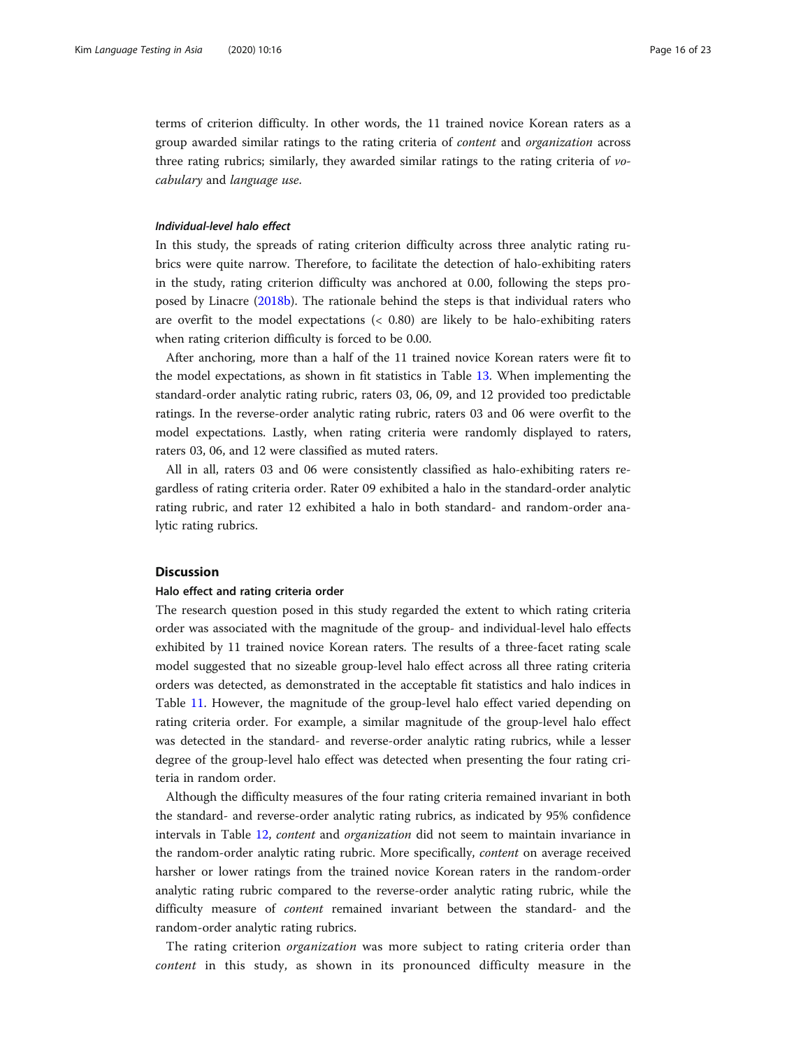terms of criterion difficulty. In other words, the 11 trained novice Korean raters as a group awarded similar ratings to the rating criteria of *content* and *organization* across three rating rubrics; similarly, they awarded similar ratings to the rating criteria of *vocabulary* and *language use*.

#### *Individual-level halo effect*

In this study, the spreads of rating criterion difficulty across three analytic rating rubrics were quite narrow. Therefore, to facilitate the detection of halo-exhibiting raters in the study, rating criterion difficulty was anchored at 0.00, following the steps proposed by Linacre (2018b). The rationale behind the steps is that individual raters who are overfit to the model expectations (< 0.80) are likely to be halo-exhibiting raters when rating criterion difficulty is forced to be 0.00.

After anchoring, more than a half of the 11 trained novice Korean raters were fit to the model expectations, as shown in fit statistics in Table 13. When implementing the standard-order analytic rating rubric, raters 03, 06, 09, and 12 provided too predictable ratings. In the reverse-order analytic rating rubric, raters 03 and 06 were overfit to the model expectations. Lastly, when rating criteria were randomly displayed to raters, raters 03, 06, and 12 were classified as muted raters.

All in all, raters 03 and 06 were consistently classified as halo-exhibiting raters regardless of rating criteria order. Rater 09 exhibited a halo in the standard-order analytic rating rubric, and rater 12 exhibited a halo in both standard- and random-order analytic rating rubrics.

## Discussion

### Halo effect and rating criteria order

The research question posed in this study regarded the extent to which rating criteria order was associated with the magnitude of the group- and individual-level halo effects exhibited by 11 trained novice Korean raters. The results of a three-facet rating scale model suggested that no sizeable group-level halo effect across all three rating criteria orders was detected, as demonstrated in the acceptable fit statistics and halo indices in Table 11. However, the magnitude of the group-level halo effect varied depending on rating criteria order. For example, a similar magnitude of the group-level halo effect was detected in the standard- and reverse-order analytic rating rubrics, while a lesser degree of the group-level halo effect was detected when presenting the four rating criteria in random order.

Although the difficulty measures of the four rating criteria remained invariant in both the standard- and reverse-order analytic rating rubrics, as indicated by 95% confidence intervals in Table 12, *content* and *organization* did not seem to maintain invariance in the random-order analytic rating rubric. More specifically, *content* on average received harsher or lower ratings from the trained novice Korean raters in the random-order analytic rating rubric compared to the reverse-order analytic rating rubric, while the difficulty measure of *content* remained invariant between the standard- and the random-order analytic rating rubrics.

The rating criterion *organization* was more subject to rating criteria order than *content* in this study, as shown in its pronounced difficulty measure in the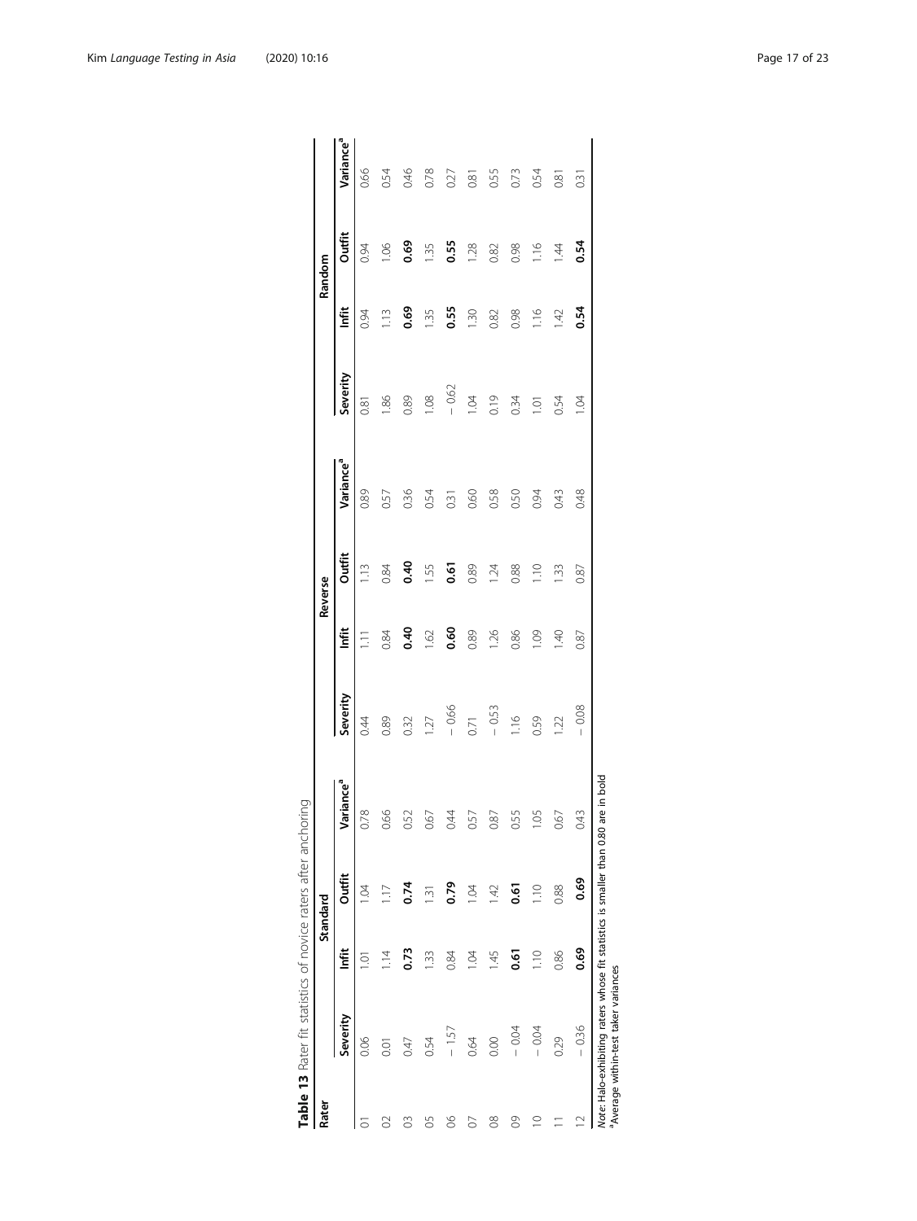**Table 13** Rater fit statistics of novice raters after anchoring

| Rater | Standard | | | | Reverse | | | | Random | | | |
|---|---|---|---|---|---|---|---|---|---|---|---|---|
| | Severity | Infit | Outfit | Variance[a] | Severity | Infit | Outfit | Variance[a] | Severity | Infit | Outfit | Variance[a] |
| 01 | 0.06 | 1.01 | 1.04 | 0.78 | 0.44 | 1.11 | 1.13 | 0.89 | 0.81 | 0.94 | 0.94 | 0.66 |
| 02 | 0.01 | 1.14 | 1.17 | 0.66 | 0.89 | 0.84 | 0.84 | 0.57 | 1.86 | 1.13 | 1.06 | 0.54 |
| 03 | 0.47 | **0.73** | **0.74** | 0.52 | 0.32 | **0.40** | **0.40** | 0.36 | 0.89 | **0.69** | **0.69** | 0.46 |
| 05 | 0.54 | 1.33 | 1.31 | 0.67 | 1.27 | 1.62 | 1.55 | 0.54 | 1.08 | 1.35 | 1.35 | 0.78 |
| 06 | − 1.57 | 0.84 | **0.79** | 0.44 | − 0.66 | **0.60** | **0.61** | 0.31 | − 0.62 | **0.55** | **0.55** | 0.27 |
| 07 | 0.64 | 1.04 | 1.04 | 0.57 | 0.71 | 0.89 | 0.89 | 0.60 | 1.04 | 1.30 | 1.28 | 0.81 |
| 08 | 0.00 | 1.45 | 1.42 | 0.87 | − 0.53 | 1.26 | 1.24 | 0.58 | 0.19 | 0.82 | 0.82 | 0.55 |
| 09 | − 0.04 | **0.61** | **0.61** | 0.55 | 1.16 | 0.86 | 0.88 | 0.50 | 0.34 | 0.98 | 0.98 | 0.73 |
| 10 | − 0.04 | 1.10 | 1.10 | 1.05 | 0.59 | 1.09 | 1.10 | 0.94 | 1.01 | 1.16 | 1.16 | 0.54 |
| 11 | 0.29 | 0.86 | 0.88 | 0.67 | 1.22 | 1.40 | 1.33 | 0.43 | 0.54 | 1.42 | 1.44 | 0.81 |
| 12 | − 0.36 | **0.69** | **0.69** | 0.43 | − 0.08 | 0.87 | 0.87 | 0.48 | 1.04 | **0.54** | **0.54** | 0.31 |

*Note*: Halo-exhibiting raters whose fit statistics is smaller than 0.80 are in bold
[a]Average within-test taker variances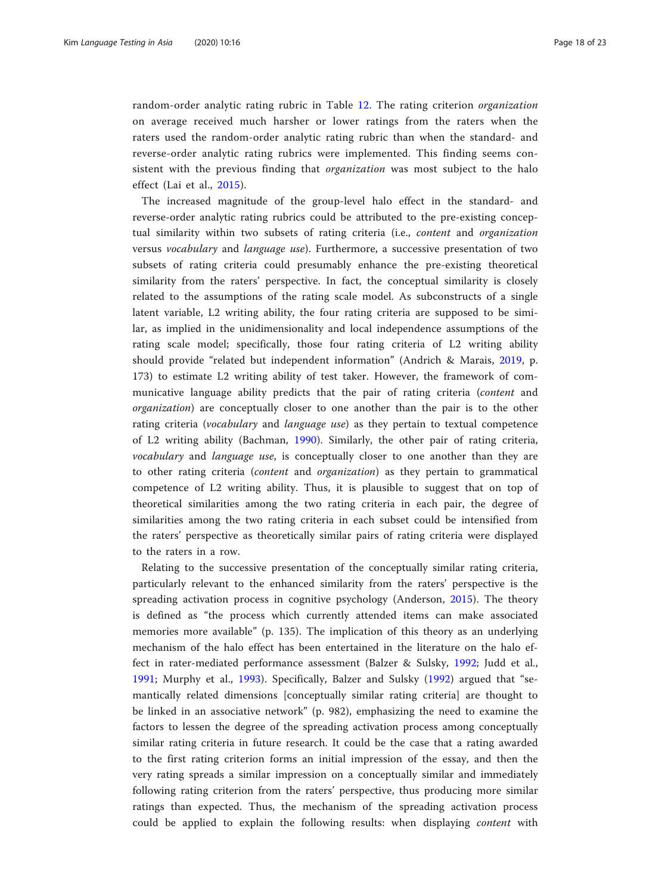random-order analytic rating rubric in Table 12. The rating criterion *organization* on average received much harsher or lower ratings from the raters when the raters used the random-order analytic rating rubric than when the standard- and reverse-order analytic rating rubrics were implemented. This finding seems consistent with the previous finding that *organization* was most subject to the halo effect (Lai et al., 2015).

The increased magnitude of the group-level halo effect in the standard- and reverse-order analytic rating rubrics could be attributed to the pre-existing conceptual similarity within two subsets of rating criteria (i.e., *content* and *organization* versus *vocabulary* and *language use*). Furthermore, a successive presentation of two subsets of rating criteria could presumably enhance the pre-existing theoretical similarity from the raters' perspective. In fact, the conceptual similarity is closely related to the assumptions of the rating scale model. As subconstructs of a single latent variable, L2 writing ability, the four rating criteria are supposed to be similar, as implied in the unidimensionality and local independence assumptions of the rating scale model; specifically, those four rating criteria of L2 writing ability should provide "related but independent information" (Andrich & Marais, 2019, p. 173) to estimate L2 writing ability of test taker. However, the framework of communicative language ability predicts that the pair of rating criteria (*content* and *organization*) are conceptually closer to one another than the pair is to the other rating criteria (*vocabulary* and *language use*) as they pertain to textual competence of L2 writing ability (Bachman, 1990). Similarly, the other pair of rating criteria, *vocabulary* and *language use*, is conceptually closer to one another than they are to other rating criteria (*content* and *organization*) as they pertain to grammatical competence of L2 writing ability. Thus, it is plausible to suggest that on top of theoretical similarities among the two rating criteria in each pair, the degree of similarities among the two rating criteria in each subset could be intensified from the raters' perspective as theoretically similar pairs of rating criteria were displayed to the raters in a row.

Relating to the successive presentation of the conceptually similar rating criteria, particularly relevant to the enhanced similarity from the raters' perspective is the spreading activation process in cognitive psychology (Anderson, 2015). The theory is defined as "the process which currently attended items can make associated memories more available" (p. 135). The implication of this theory as an underlying mechanism of the halo effect has been entertained in the literature on the halo effect in rater-mediated performance assessment (Balzer & Sulsky, 1992; Judd et al., 1991; Murphy et al., 1993). Specifically, Balzer and Sulsky (1992) argued that "semantically related dimensions [conceptually similar rating criteria] are thought to be linked in an associative network" (p. 982), emphasizing the need to examine the factors to lessen the degree of the spreading activation process among conceptually similar rating criteria in future research. It could be the case that a rating awarded to the first rating criterion forms an initial impression of the essay, and then the very rating spreads a similar impression on a conceptually similar and immediately following rating criterion from the raters' perspective, thus producing more similar ratings than expected. Thus, the mechanism of the spreading activation process could be applied to explain the following results: when displaying *content* with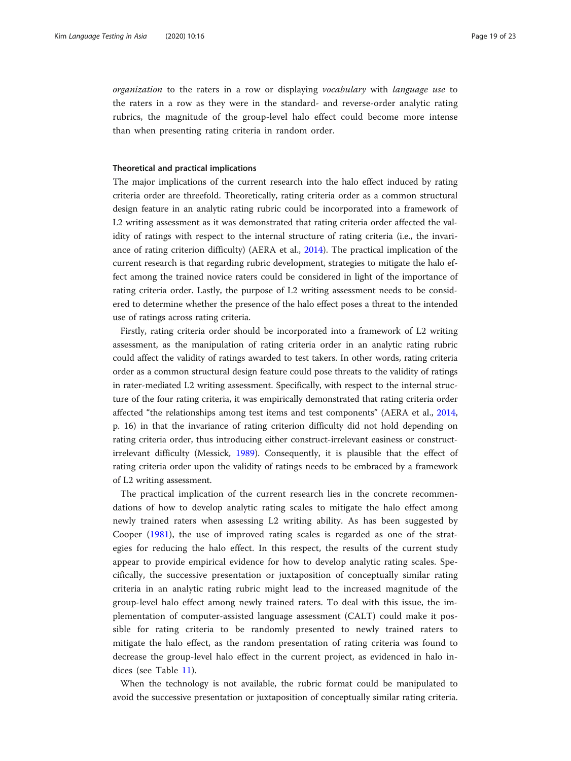*organization* to the raters in a row or displaying *vocabulary* with *language use* to the raters in a row as they were in the standard- and reverse-order analytic rating rubrics, the magnitude of the group-level halo effect could become more intense than when presenting rating criteria in random order.

#### Theoretical and practical implications

The major implications of the current research into the halo effect induced by rating criteria order are threefold. Theoretically, rating criteria order as a common structural design feature in an analytic rating rubric could be incorporated into a framework of L2 writing assessment as it was demonstrated that rating criteria order affected the validity of ratings with respect to the internal structure of rating criteria (i.e., the invariance of rating criterion difficulty) (AERA et al., 2014). The practical implication of the current research is that regarding rubric development, strategies to mitigate the halo effect among the trained novice raters could be considered in light of the importance of rating criteria order. Lastly, the purpose of L2 writing assessment needs to be considered to determine whether the presence of the halo effect poses a threat to the intended use of ratings across rating criteria.

Firstly, rating criteria order should be incorporated into a framework of L2 writing assessment, as the manipulation of rating criteria order in an analytic rating rubric could affect the validity of ratings awarded to test takers. In other words, rating criteria order as a common structural design feature could pose threats to the validity of ratings in rater-mediated L2 writing assessment. Specifically, with respect to the internal structure of the four rating criteria, it was empirically demonstrated that rating criteria order affected "the relationships among test items and test components" (AERA et al., 2014, p. 16) in that the invariance of rating criterion difficulty did not hold depending on rating criteria order, thus introducing either construct-irrelevant easiness or construct-irrelevant difficulty (Messick, 1989). Consequently, it is plausible that the effect of rating criteria order upon the validity of ratings needs to be embraced by a framework of L2 writing assessment.

The practical implication of the current research lies in the concrete recommendations of how to develop analytic rating scales to mitigate the halo effect among newly trained raters when assessing L2 writing ability. As has been suggested by Cooper (1981), the use of improved rating scales is regarded as one of the strategies for reducing the halo effect. In this respect, the results of the current study appear to provide empirical evidence for how to develop analytic rating scales. Specifically, the successive presentation or juxtaposition of conceptually similar rating criteria in an analytic rating rubric might lead to the increased magnitude of the group-level halo effect among newly trained raters. To deal with this issue, the implementation of computer-assisted language assessment (CALT) could make it possible for rating criteria to be randomly presented to newly trained raters to mitigate the halo effect, as the random presentation of rating criteria was found to decrease the group-level halo effect in the current project, as evidenced in halo indices (see Table 11).

When the technology is not available, the rubric format could be manipulated to avoid the successive presentation or juxtaposition of conceptually similar rating criteria.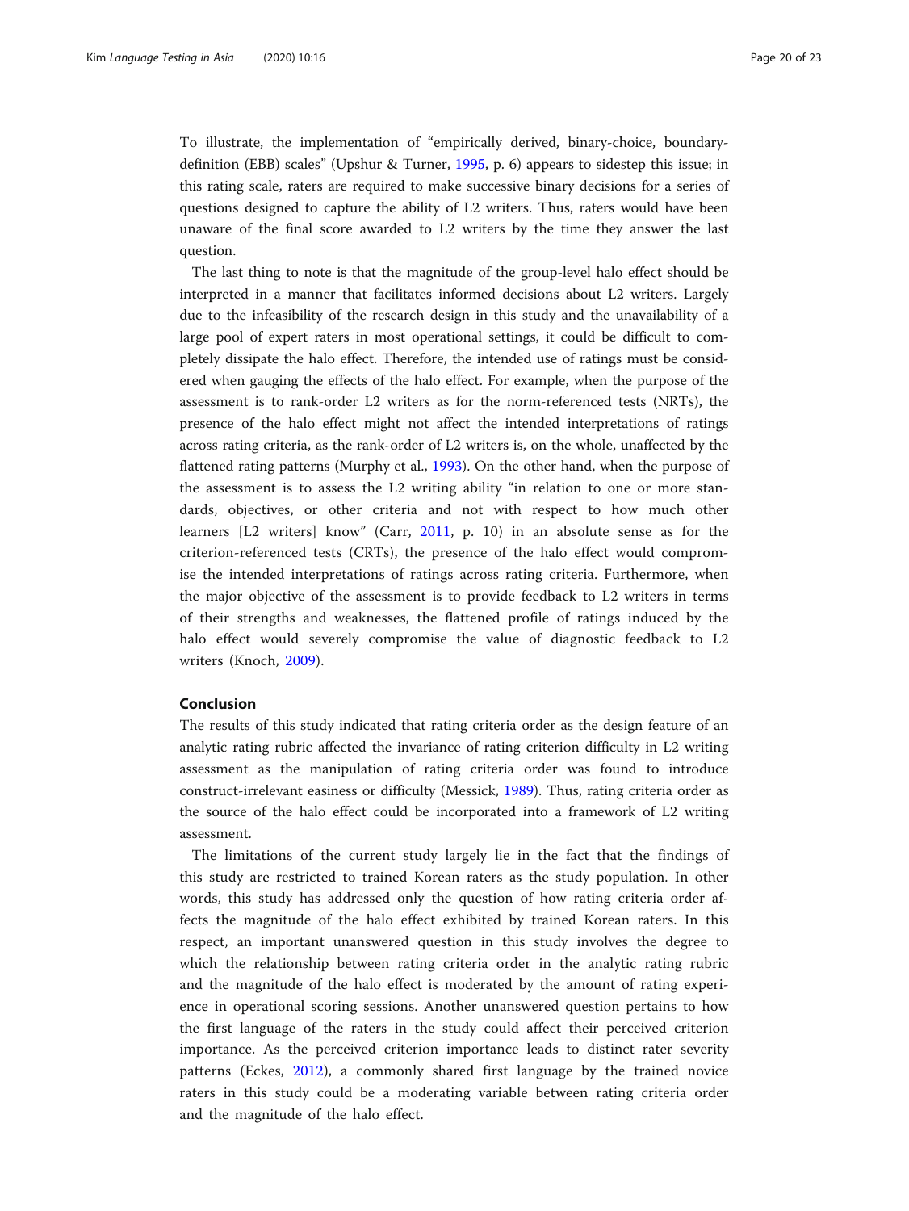To illustrate, the implementation of "empirically derived, binary-choice, boundary-definition (EBB) scales" (Upshur & Turner, 1995, p. 6) appears to sidestep this issue; in this rating scale, raters are required to make successive binary decisions for a series of questions designed to capture the ability of L2 writers. Thus, raters would have been unaware of the final score awarded to L2 writers by the time they answer the last question.

The last thing to note is that the magnitude of the group-level halo effect should be interpreted in a manner that facilitates informed decisions about L2 writers. Largely due to the infeasibility of the research design in this study and the unavailability of a large pool of expert raters in most operational settings, it could be difficult to completely dissipate the halo effect. Therefore, the intended use of ratings must be considered when gauging the effects of the halo effect. For example, when the purpose of the assessment is to rank-order L2 writers as for the norm-referenced tests (NRTs), the presence of the halo effect might not affect the intended interpretations of ratings across rating criteria, as the rank-order of L2 writers is, on the whole, unaffected by the flattened rating patterns (Murphy et al., 1993). On the other hand, when the purpose of the assessment is to assess the L2 writing ability "in relation to one or more standards, objectives, or other criteria and not with respect to how much other learners [L2 writers] know" (Carr, 2011, p. 10) in an absolute sense as for the criterion-referenced tests (CRTs), the presence of the halo effect would compromise the intended interpretations of ratings across rating criteria. Furthermore, when the major objective of the assessment is to provide feedback to L2 writers in terms of their strengths and weaknesses, the flattened profile of ratings induced by the halo effect would severely compromise the value of diagnostic feedback to L2 writers (Knoch, 2009).

## Conclusion

The results of this study indicated that rating criteria order as the design feature of an analytic rating rubric affected the invariance of rating criterion difficulty in L2 writing assessment as the manipulation of rating criteria order was found to introduce construct-irrelevant easiness or difficulty (Messick, 1989). Thus, rating criteria order as the source of the halo effect could be incorporated into a framework of L2 writing assessment.

The limitations of the current study largely lie in the fact that the findings of this study are restricted to trained Korean raters as the study population. In other words, this study has addressed only the question of how rating criteria order affects the magnitude of the halo effect exhibited by trained Korean raters. In this respect, an important unanswered question in this study involves the degree to which the relationship between rating criteria order in the analytic rating rubric and the magnitude of the halo effect is moderated by the amount of rating experience in operational scoring sessions. Another unanswered question pertains to how the first language of the raters in the study could affect their perceived criterion importance. As the perceived criterion importance leads to distinct rater severity patterns (Eckes, 2012), a commonly shared first language by the trained novice raters in this study could be a moderating variable between rating criteria order and the magnitude of the halo effect.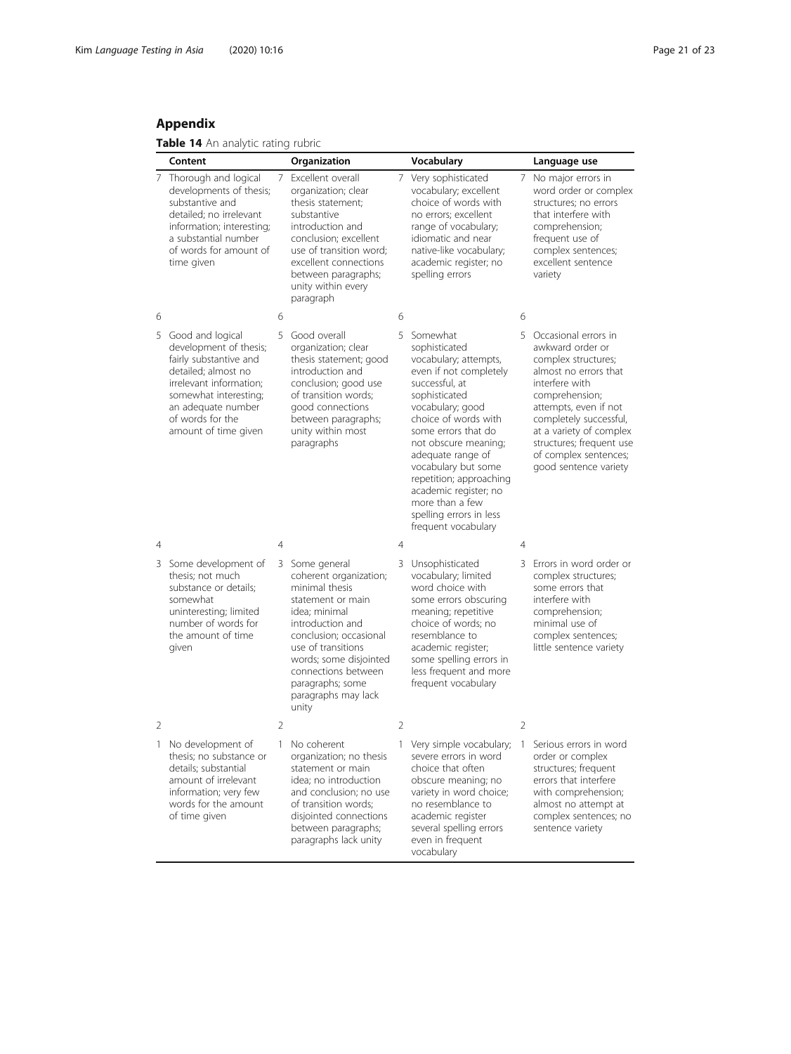## Appendix

**Table 14** An analytic rating rubric

| | Content | | Organization | | Vocabulary | | Language use |
|---|---|---|---|---|---|---|---|
| 7 | Thorough and logical developments of thesis; substantive and detailed; no irrelevant information; interesting; a substantial number of words for amount of time given | 7 | Excellent overall organization; clear thesis statement; substantive introduction and conclusion; excellent use of transition word; excellent connections between paragraphs; unity within every paragraph | 7 | Very sophisticated vocabulary; excellent choice of words with no errors; excellent range of vocabulary; idiomatic and near native-like vocabulary; academic register; no spelling errors | 7 | No major errors in word order or complex structures; no errors that interfere with comprehension; frequent use of complex sentences; excellent sentence variety |
| 6 | | 6 | | 6 | | 6 | |
| 5 | Good and logical development of thesis; fairly substantive and detailed; almost no irrelevant information; somewhat interesting; an adequate number of words for the amount of time given | 5 | Good overall organization; clear thesis statement; good introduction and conclusion; good use of transition words; good connections between paragraphs; unity within most paragraphs | 5 | Somewhat sophisticated vocabulary; attempts, even if not completely successful, at sophisticated vocabulary; good choice of words with some errors that do not obscure meaning; adequate range of vocabulary but some repetition; approaching academic register; no more than a few spelling errors in less frequent vocabulary | 5 | Occasional errors in awkward order or complex structures; almost no errors that interfere with comprehension; attempts, even if not completely successful, at a variety of complex structures; frequent use of complex sentences; good sentence variety |
| 4 | | 4 | | 4 | | 4 | |
| 3 | Some development of thesis; not much substance or details; somewhat uninteresting; limited number of words for the amount of time given | 3 | Some general coherent organization; minimal thesis statement or main idea; minimal introduction and conclusion; occasional use of transitions words; some disjointed connections between paragraphs; some paragraphs may lack unity | 3 | Unsophisticated vocabulary; limited word choice with some errors obscuring meaning; repetitive choice of words; no resemblance to academic register; some spelling errors in less frequent and more frequent vocabulary | 3 | Errors in word order or complex structures; some errors that interfere with comprehension; minimal use of complex sentences; little sentence variety |
| 2 | | 2 | | 2 | | 2 | |
| 1 | No development of thesis; no substance or details; substantial amount of irrelevant information; very few words for the amount of time given | 1 | No coherent organization; no thesis statement or main idea; no introduction and conclusion; no use of transition words; disjointed connections between paragraphs; paragraphs lack unity | 1 | Very simple vocabulary; severe errors in word choice that often obscure meaning; no variety in word choice; no resemblance to academic register several spelling errors even in frequent vocabulary | 1 | Serious errors in word order or complex structures; frequent errors that interfere with comprehension; almost no attempt at complex sentences; no sentence variety |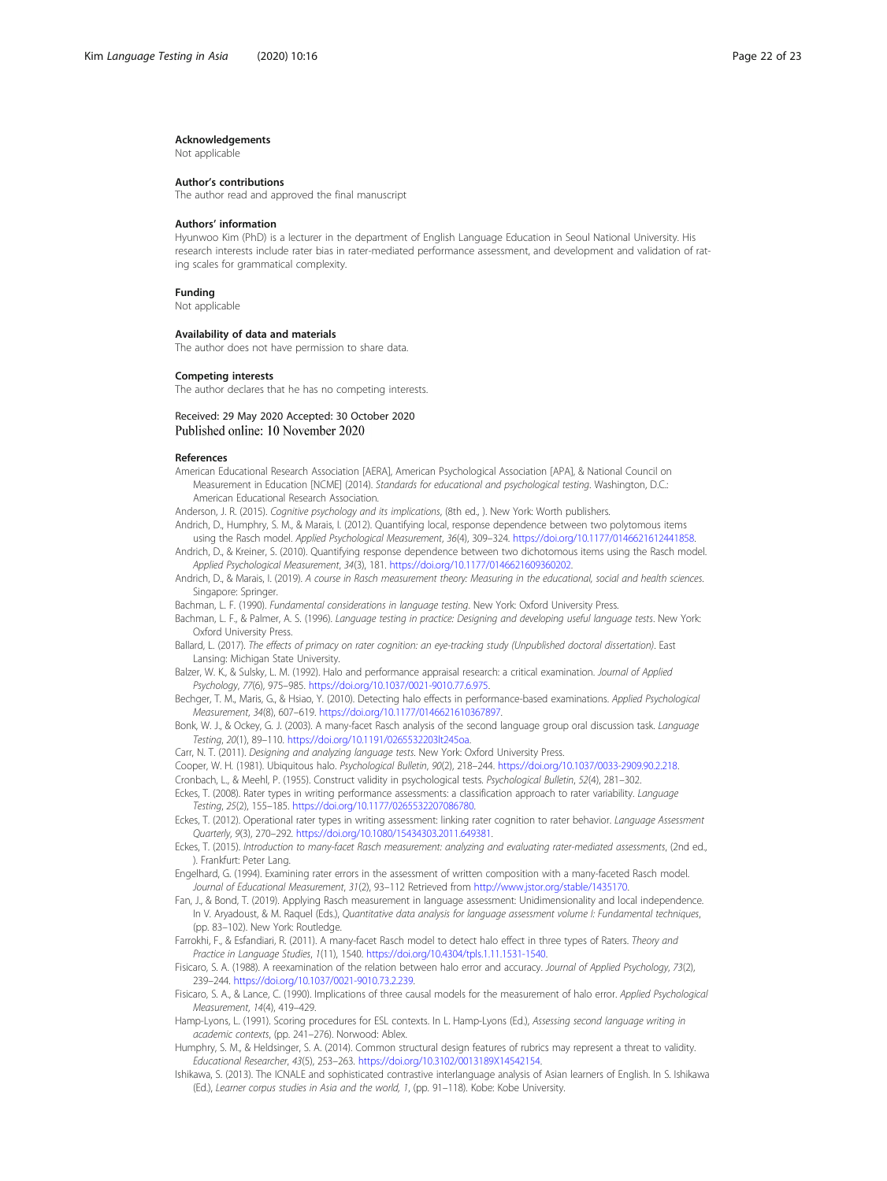## Acknowledgements

Not applicable

## Author's contributions

The author read and approved the final manuscript

## Authors' information

Hyunwoo Kim (PhD) is a lecturer in the department of English Language Education in Seoul National University. His research interests include rater bias in rater-mediated performance assessment, and development and validation of rating scales for grammatical complexity.

## Funding

Not applicable

## Availability of data and materials

The author does not have permission to share data.

## Competing interests

The author declares that he has no competing interests.

Received: 29 May 2020 Accepted: 30 October 2020
Published online: 10 November 2020

## References

American Educational Research Association [AERA], American Psychological Association [APA], & National Council on Measurement in Education [NCME] (2014). *Standards for educational and psychological testing*. Washington, D.C.: American Educational Research Association.

Anderson, J. R. (2015). *Cognitive psychology and its implications*, (8th ed., ). New York: Worth publishers.

Andrich, D., Humphry, S. M., & Marais, I. (2012). Quantifying local, response dependence between two polytomous items using the Rasch model. *Applied Psychological Measurement*, *36*(4), 309–324. https://doi.org/10.1177/0146621612441858.

Andrich, D., & Kreiner, S. (2010). Quantifying response dependence between two dichotomous items using the Rasch model. *Applied Psychological Measurement*, *34*(3), 181. https://doi.org/10.1177/0146621609360202.

Andrich, D., & Marais, I. (2019). *A course in Rasch measurement theory: Measuring in the educational, social and health sciences*. Singapore: Springer.

Bachman, L. F. (1990). *Fundamental considerations in language testing*. New York: Oxford University Press.

Bachman, L. F., & Palmer, A. S. (1996). *Language testing in practice: Designing and developing useful language tests*. New York: Oxford University Press.

Ballard, L. (2017). *The effects of primacy on rater cognition: an eye-tracking study (Unpublished doctoral dissertation)*. East Lansing: Michigan State University.

Balzer, W. K., & Sulsky, L. M. (1992). Halo and performance appraisal research: a critical examination. *Journal of Applied Psychology*, *77*(6), 975–985. https://doi.org/10.1037/0021-9010.77.6.975.

Bechger, T. M., Maris, G., & Hsiao, Y. (2010). Detecting halo effects in performance-based examinations. *Applied Psychological Measurement*, *34*(8), 607–619. https://doi.org/10.1177/0146621610367897.

Bonk, W. J., & Ockey, G. J. (2003). A many-facet Rasch analysis of the second language group oral discussion task. *Language Testing*, *20*(1), 89–110. https://doi.org/10.1191/0265532203lt245oa.

Carr, N. T. (2011). *Designing and analyzing language tests*. New York: Oxford University Press.

Cooper, W. H. (1981). Ubiquitous halo. *Psychological Bulletin*, *90*(2), 218–244. https://doi.org/10.1037/0033-2909.90.2.218.

Cronbach, L., & Meehl, P. (1955). Construct validity in psychological tests. *Psychological Bulletin*, *52*(4), 281–302.

Eckes, T. (2008). Rater types in writing performance assessments: a classification approach to rater variability. *Language Testing*, *25*(2), 155–185. https://doi.org/10.1177/0265532207086780.

Eckes, T. (2012). Operational rater types in writing assessment: linking rater cognition to rater behavior. *Language Assessment Quarterly*, *9*(3), 270–292. https://doi.org/10.1080/15434303.2011.649381.

Eckes, T. (2015). *Introduction to many-facet Rasch measurement: analyzing and evaluating rater-mediated assessments*, (2nd ed., ). Frankfurt: Peter Lang.

Engelhard, G. (1994). Examining rater errors in the assessment of written composition with a many-faceted Rasch model. *Journal of Educational Measurement*, *31*(2), 93–112 Retrieved from http://www.jstor.org/stable/1435170.

Fan, J., & Bond, T. (2019). Applying Rasch measurement in language assessment: Unidimensionality and local independence. In V. Aryadoust, & M. Raquel (Eds.), *Quantitative data analysis for language assessment volume I: Fundamental techniques*, (pp. 83–102). New York: Routledge.

Farrokhi, F., & Esfandiari, R. (2011). A many-facet Rasch model to detect halo effect in three types of Raters. *Theory and Practice in Language Studies*, *1*(11), 1540. https://doi.org/10.4304/tpls.1.11.1531-1540.

Fisicaro, S. A. (1988). A reexamination of the relation between halo error and accuracy. *Journal of Applied Psychology*, *73*(2), 239–244. https://doi.org/10.1037/0021-9010.73.2.239.

Fisicaro, S. A., & Lance, C. (1990). Implications of three causal models for the measurement of halo error. *Applied Psychological Measurement*, *14*(4), 419–429.

Hamp-Lyons, L. (1991). Scoring procedures for ESL contexts. In L. Hamp-Lyons (Ed.), *Assessing second language writing in academic contexts*, (pp. 241–276). Norwood: Ablex.

Humphry, S. M., & Heldsinger, S. A. (2014). Common structural design features of rubrics may represent a threat to validity. *Educational Researcher*, *43*(5), 253–263. https://doi.org/10.3102/0013189X14542154.

Ishikawa, S. (2013). The ICNALE and sophisticated contrastive interlanguage analysis of Asian learners of English. In S. Ishikawa (Ed.), *Learner corpus studies in Asia and the world, 1*, (pp. 91–118). Kobe: Kobe University.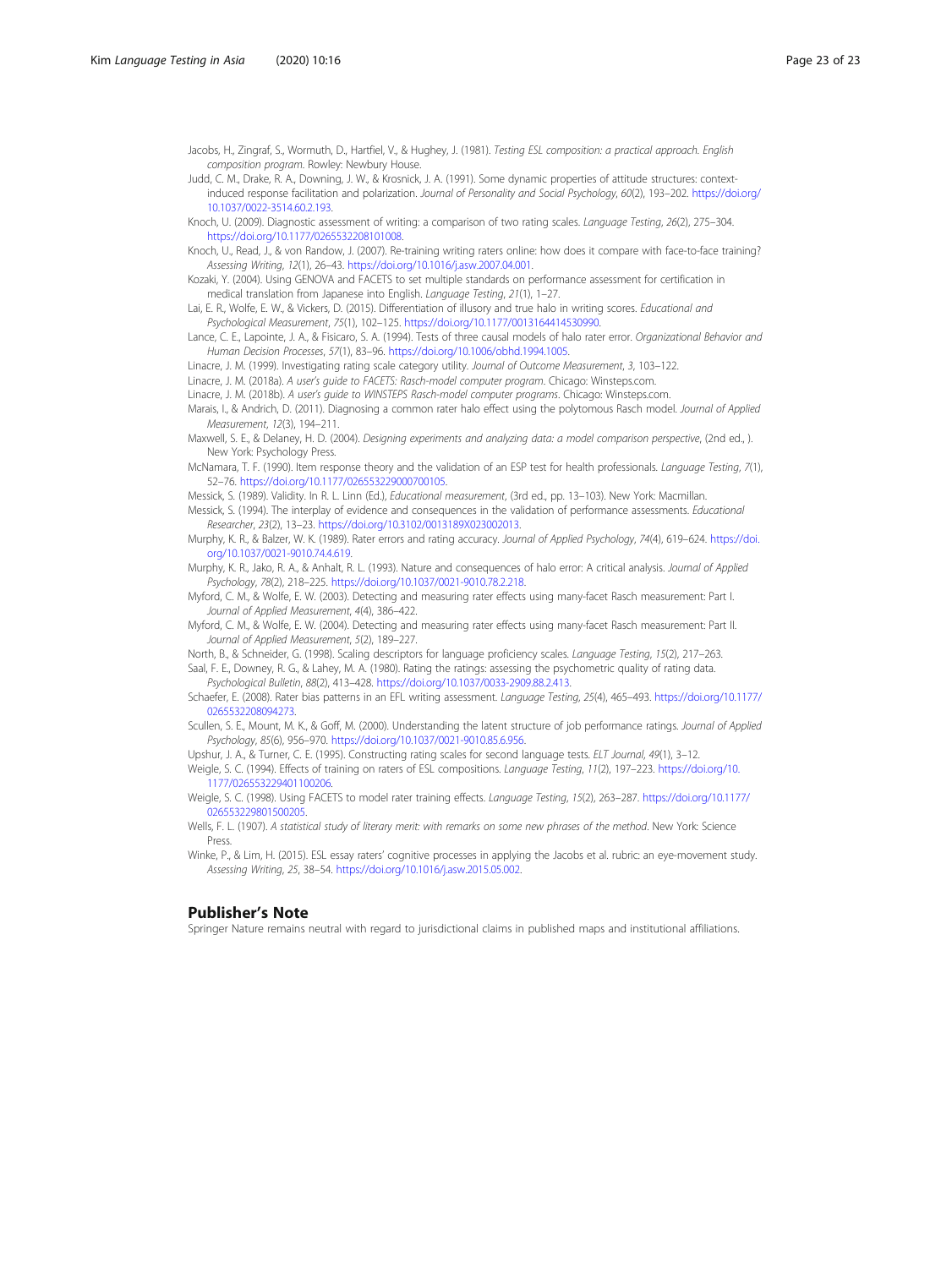Jacobs, H., Zingraf, S., Wormuth, D., Hartfiel, V., & Hughey, J. (1981). *Testing ESL composition: a practical approach. English composition program*. Rowley: Newbury House.

Judd, C. M., Drake, R. A., Downing, J. W., & Krosnick, J. A. (1991). Some dynamic properties of attitude structures: context-induced response facilitation and polarization. *Journal of Personality and Social Psychology*, *60*(2), 193–202. https://doi.org/10.1037/0022-3514.60.2.193.

Knoch, U. (2009). Diagnostic assessment of writing: a comparison of two rating scales. *Language Testing*, *26*(2), 275–304. https://doi.org/10.1177/0265532208101008.

Knoch, U., Read, J., & von Randow, J. (2007). Re-training writing raters online: how does it compare with face-to-face training? *Assessing Writing*, *12*(1), 26–43. https://doi.org/10.1016/j.asw.2007.04.001.

Kozaki, Y. (2004). Using GENOVA and FACETS to set multiple standards on performance assessment for certification in medical translation from Japanese into English. *Language Testing*, *21*(1), 1–27.

Lai, E. R., Wolfe, E. W., & Vickers, D. (2015). Differentiation of illusory and true halo in writing scores. *Educational and Psychological Measurement*, *75*(1), 102–125. https://doi.org/10.1177/0013164414530990.

Lance, C. E., Lapointe, J. A., & Fisicaro, S. A. (1994). Tests of three causal models of halo rater error. *Organizational Behavior and Human Decision Processes*, *57*(1), 83–96. https://doi.org/10.1006/obhd.1994.1005.

Linacre, J. M. (1999). Investigating rating scale category utility. *Journal of Outcome Measurement*, *3*, 103–122.

Linacre, J. M. (2018a). *A user's guide to FACETS: Rasch-model computer program*. Chicago: Winsteps.com.

Linacre, J. M. (2018b). *A user's guide to WINSTEPS Rasch-model computer programs*. Chicago: Winsteps.com.

Marais, I., & Andrich, D. (2011). Diagnosing a common rater halo effect using the polytomous Rasch model. *Journal of Applied Measurement*, *12*(3), 194–211.

Maxwell, S. E., & Delaney, H. D. (2004). *Designing experiments and analyzing data: a model comparison perspective*, (2nd ed., ). New York: Psychology Press.

McNamara, T. F. (1990). Item response theory and the validation of an ESP test for health professionals. *Language Testing*, *7*(1), 52–76. https://doi.org/10.1177/026553229000700105.

Messick, S. (1989). Validity. In R. L. Linn (Ed.), *Educational measurement*, (3rd ed., pp. 13–103). New York: Macmillan.

Messick, S. (1994). The interplay of evidence and consequences in the validation of performance assessments. *Educational Researcher*, *23*(2), 13–23. https://doi.org/10.3102/0013189X023002013.

Murphy, K. R., & Balzer, W. K. (1989). Rater errors and rating accuracy. *Journal of Applied Psychology*, *74*(4), 619–624. https://doi.org/10.1037/0021-9010.74.4.619.

Murphy, K. R., Jako, R. A., & Anhalt, R. L. (1993). Nature and consequences of halo error: A critical analysis. *Journal of Applied Psychology*, *78*(2), 218–225. https://doi.org/10.1037/0021-9010.78.2.218.

Myford, C. M., & Wolfe, E. W. (2003). Detecting and measuring rater effects using many-facet Rasch measurement: Part I. *Journal of Applied Measurement*, *4*(4), 386–422.

Myford, C. M., & Wolfe, E. W. (2004). Detecting and measuring rater effects using many-facet Rasch measurement: Part II. *Journal of Applied Measurement*, *5*(2), 189–227.

North, B., & Schneider, G. (1998). Scaling descriptors for language proficiency scales. *Language Testing*, *15*(2), 217–263.

Saal, F. E., Downey, R. G., & Lahey, M. A. (1980). Rating the ratings: assessing the psychometric quality of rating data. *Psychological Bulletin*, *88*(2), 413–428. https://doi.org/10.1037/0033-2909.88.2.413.

Schaefer, E. (2008). Rater bias patterns in an EFL writing assessment. *Language Testing*, *25*(4), 465–493. https://doi.org/10.1177/0265532208094273.

Scullen, S. E., Mount, M. K., & Goff, M. (2000). Understanding the latent structure of job performance ratings. *Journal of Applied Psychology*, *85*(6), 956–970. https://doi.org/10.1037/0021-9010.85.6.956.

Upshur, J. A., & Turner, C. E. (1995). Constructing rating scales for second language tests. *ELT Journal*, *49*(1), 3–12.

Weigle, S. C. (1994). Effects of training on raters of ESL compositions. *Language Testing*, *11*(2), 197–223. https://doi.org/10.1177/026553229401100206.

Weigle, S. C. (1998). Using FACETS to model rater training effects. *Language Testing*, *15*(2), 263–287. https://doi.org/10.1177/026553229801500205.

Wells, F. L. (1907). *A statistical study of literary merit: with remarks on some new phrases of the method*. New York: Science Press.

Winke, P., & Lim, H. (2015). ESL essay raters' cognitive processes in applying the Jacobs et al. rubric: an eye-movement study. *Assessing Writing*, *25*, 38–54. https://doi.org/10.1016/j.asw.2015.05.002.

## Publisher's Note

Springer Nature remains neutral with regard to jurisdictional claims in published maps and institutional affiliations.